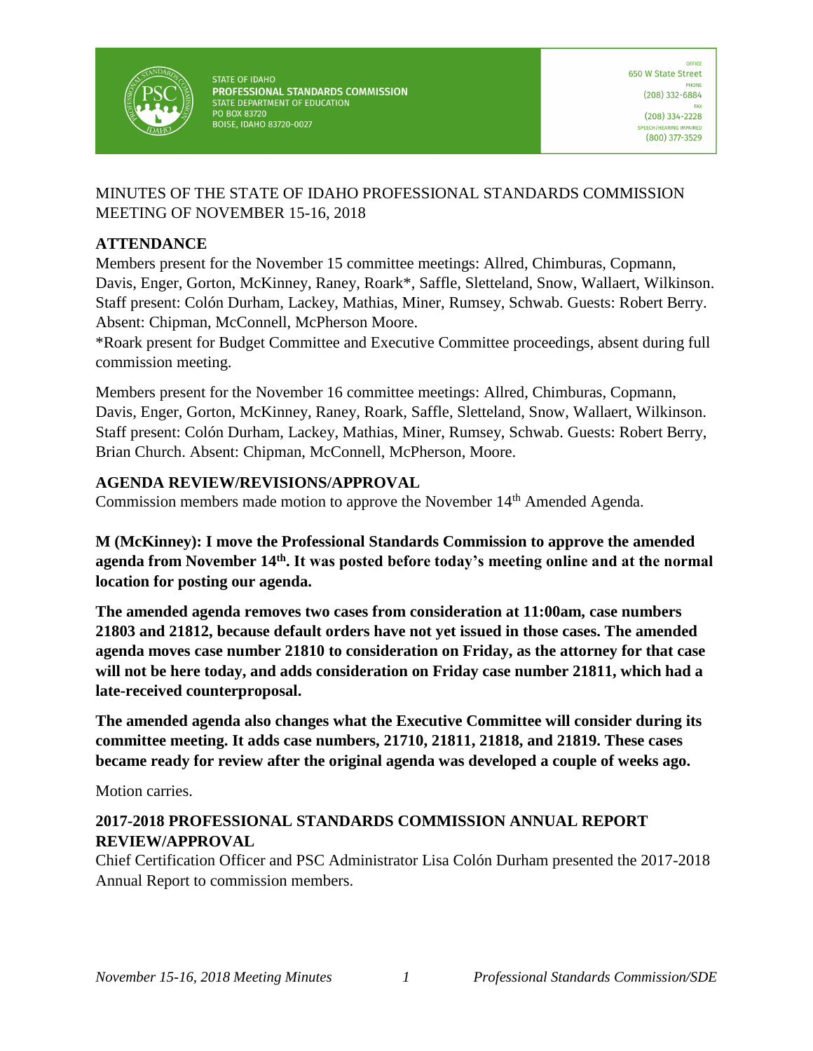STATE OF IDAHO
**PROFESSIONAL STANDARDS COMMISSION**
STATE DEPARTMENT OF EDUCATION
PO BOX 83720
BOISE, IDAHO 83720-0027

OFFICE
650 W State Street
PHONE
(208) 332-6884
FAX
(208) 334-2228
SPEECH/HEARING IMPAIRED
(800) 377-3529

MINUTES OF THE STATE OF IDAHO PROFESSIONAL STANDARDS COMMISSION MEETING OF NOVEMBER 15-16, 2018

## ATTENDANCE

Members present for the November 15 committee meetings: Allred, Chimburas, Copmann, Davis, Enger, Gorton, McKinney, Raney, Roark*, Saffle, Sletteland, Snow, Wallaert, Wilkinson. Staff present: Colón Durham, Lackey, Mathias, Miner, Rumsey, Schwab. Guests: Robert Berry. Absent: Chipman, McConnell, McPherson Moore.

*Roark present for Budget Committee and Executive Committee proceedings, absent during full commission meeting.

Members present for the November 16 committee meetings: Allred, Chimburas, Copmann, Davis, Enger, Gorton, McKinney, Raney, Roark, Saffle, Sletteland, Snow, Wallaert, Wilkinson. Staff present: Colón Durham, Lackey, Mathias, Miner, Rumsey, Schwab. Guests: Robert Berry, Brian Church. Absent: Chipman, McConnell, McPherson, Moore.

## AGENDA REVIEW/REVISIONS/APPROVAL

Commission members made motion to approve the November 14th Amended Agenda.

**M (McKinney): I move the Professional Standards Commission to approve the amended agenda from November 14th. It was posted before today's meeting online and at the normal location for posting our agenda.**

**The amended agenda removes two cases from consideration at 11:00am, case numbers 21803 and 21812, because default orders have not yet issued in those cases. The amended agenda moves case number 21810 to consideration on Friday, as the attorney for that case will not be here today, and adds consideration on Friday case number 21811, which had a late-received counterproposal.**

**The amended agenda also changes what the Executive Committee will consider during its committee meeting. It adds case numbers, 21710, 21811, 21818, and 21819. These cases became ready for review after the original agenda was developed a couple of weeks ago.**

Motion carries.

## 2017-2018 PROFESSIONAL STANDARDS COMMISSION ANNUAL REPORT REVIEW/APPROVAL

Chief Certification Officer and PSC Administrator Lisa Colón Durham presented the 2017-2018 Annual Report to commission members.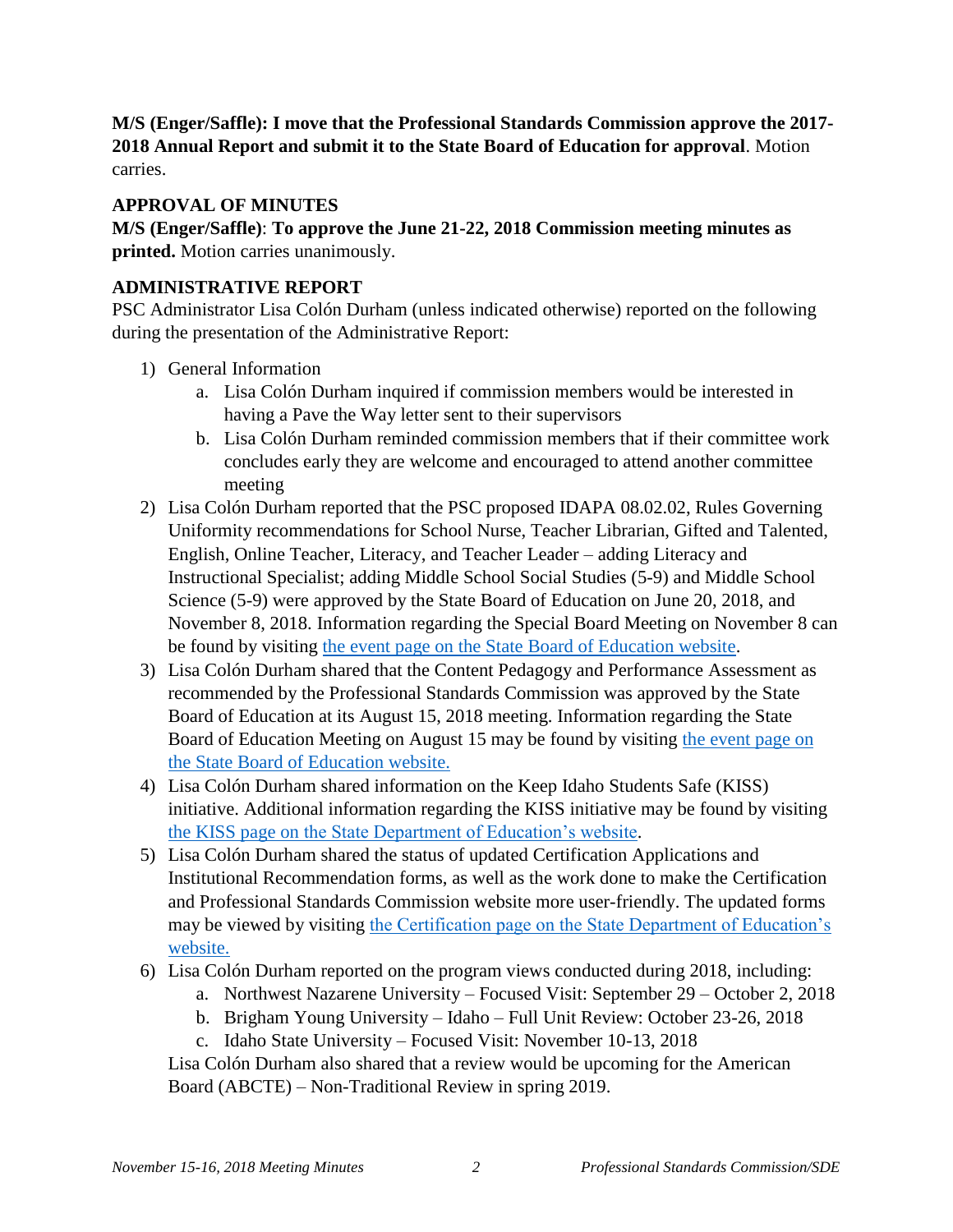**M/S (Enger/Saffle): I move that the Professional Standards Commission approve the 2017-2018 Annual Report and submit it to the State Board of Education for approval**. Motion carries.

**APPROVAL OF MINUTES**

**M/S (Enger/Saffle)**: **To approve the June 21-22, 2018 Commission meeting minutes as printed.** Motion carries unanimously.

**ADMINISTRATIVE REPORT**

PSC Administrator Lisa Colón Durham (unless indicated otherwise) reported on the following during the presentation of the Administrative Report:

1) General Information
    a. Lisa Colón Durham inquired if commission members would be interested in having a Pave the Way letter sent to their supervisors
    b. Lisa Colón Durham reminded commission members that if their committee work concludes early they are welcome and encouraged to attend another committee meeting
2) Lisa Colón Durham reported that the PSC proposed IDAPA 08.02.02, Rules Governing Uniformity recommendations for School Nurse, Teacher Librarian, Gifted and Talented, English, Online Teacher, Literacy, and Teacher Leader – adding Literacy and Instructional Specialist; adding Middle School Social Studies (5-9) and Middle School Science (5-9) were approved by the State Board of Education on June 20, 2018, and November 8, 2018. Information regarding the Special Board Meeting on November 8 can be found by visiting the event page on the State Board of Education website.
3) Lisa Colón Durham shared that the Content Pedagogy and Performance Assessment as recommended by the Professional Standards Commission was approved by the State Board of Education at its August 15, 2018 meeting. Information regarding the State Board of Education Meeting on August 15 may be found by visiting the event page on the State Board of Education website.
4) Lisa Colón Durham shared information on the Keep Idaho Students Safe (KISS) initiative. Additional information regarding the KISS initiative may be found by visiting the KISS page on the State Department of Education's website.
5) Lisa Colón Durham shared the status of updated Certification Applications and Institutional Recommendation forms, as well as the work done to make the Certification and Professional Standards Commission website more user-friendly. The updated forms may be viewed by visiting the Certification page on the State Department of Education's website.
6) Lisa Colón Durham reported on the program views conducted during 2018, including:
    a. Northwest Nazarene University – Focused Visit: September 29 – October 2, 2018
    b. Brigham Young University – Idaho – Full Unit Review: October 23-26, 2018
    c. Idaho State University – Focused Visit: November 10-13, 2018

    Lisa Colón Durham also shared that a review would be upcoming for the American Board (ABCTE) – Non-Traditional Review in spring 2019.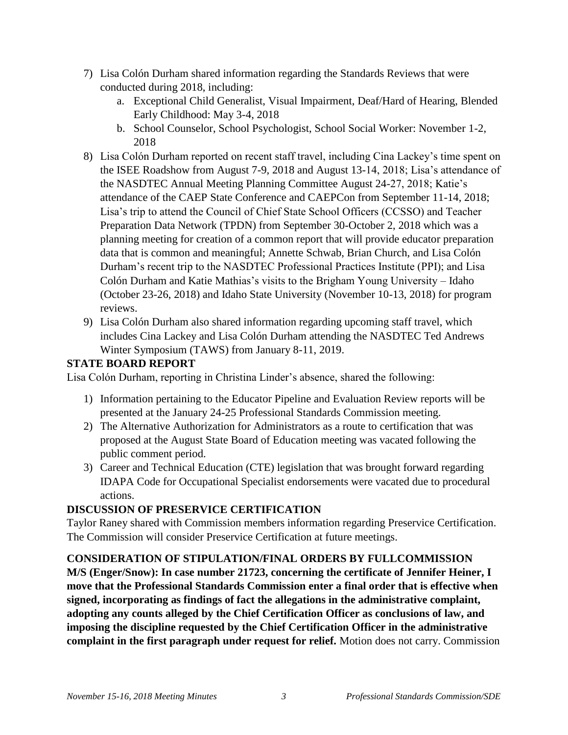7) Lisa Colón Durham shared information regarding the Standards Reviews that were conducted during 2018, including:
    a. Exceptional Child Generalist, Visual Impairment, Deaf/Hard of Hearing, Blended Early Childhood: May 3-4, 2018
    b. School Counselor, School Psychologist, School Social Worker: November 1-2, 2018
8) Lisa Colón Durham reported on recent staff travel, including Cina Lackey's time spent on the ISEE Roadshow from August 7-9, 2018 and August 13-14, 2018; Lisa's attendance of the NASDTEC Annual Meeting Planning Committee August 24-27, 2018; Katie's attendance of the CAEP State Conference and CAEPCon from September 11-14, 2018; Lisa's trip to attend the Council of Chief State School Officers (CCSSO) and Teacher Preparation Data Network (TPDN) from September 30-October 2, 2018 which was a planning meeting for creation of a common report that will provide educator preparation data that is common and meaningful; Annette Schwab, Brian Church, and Lisa Colón Durham's recent trip to the NASDTEC Professional Practices Institute (PPI); and Lisa Colón Durham and Katie Mathias's visits to the Brigham Young University – Idaho (October 23-26, 2018) and Idaho State University (November 10-13, 2018) for program reviews.
9) Lisa Colón Durham also shared information regarding upcoming staff travel, which includes Cina Lackey and Lisa Colón Durham attending the NASDTEC Ted Andrews Winter Symposium (TAWS) from January 8-11, 2019.

**STATE BOARD REPORT**

Lisa Colón Durham, reporting in Christina Linder's absence, shared the following:

1) Information pertaining to the Educator Pipeline and Evaluation Review reports will be presented at the January 24-25 Professional Standards Commission meeting.
2) The Alternative Authorization for Administrators as a route to certification that was proposed at the August State Board of Education meeting was vacated following the public comment period.
3) Career and Technical Education (CTE) legislation that was brought forward regarding IDAPA Code for Occupational Specialist endorsements were vacated due to procedural actions.

**DISCUSSION OF PRESERVICE CERTIFICATION**

Taylor Raney shared with Commission members information regarding Preservice Certification. The Commission will consider Preservice Certification at future meetings.

**CONSIDERATION OF STIPULATION/FINAL ORDERS BY FULLCOMMISSION**

**M/S (Enger/Snow): In case number 21723, concerning the certificate of Jennifer Heiner, I move that the Professional Standards Commission enter a final order that is effective when signed, incorporating as findings of fact the allegations in the administrative complaint, adopting any counts alleged by the Chief Certification Officer as conclusions of law, and imposing the discipline requested by the Chief Certification Officer in the administrative complaint in the first paragraph under request for relief.** Motion does not carry. Commission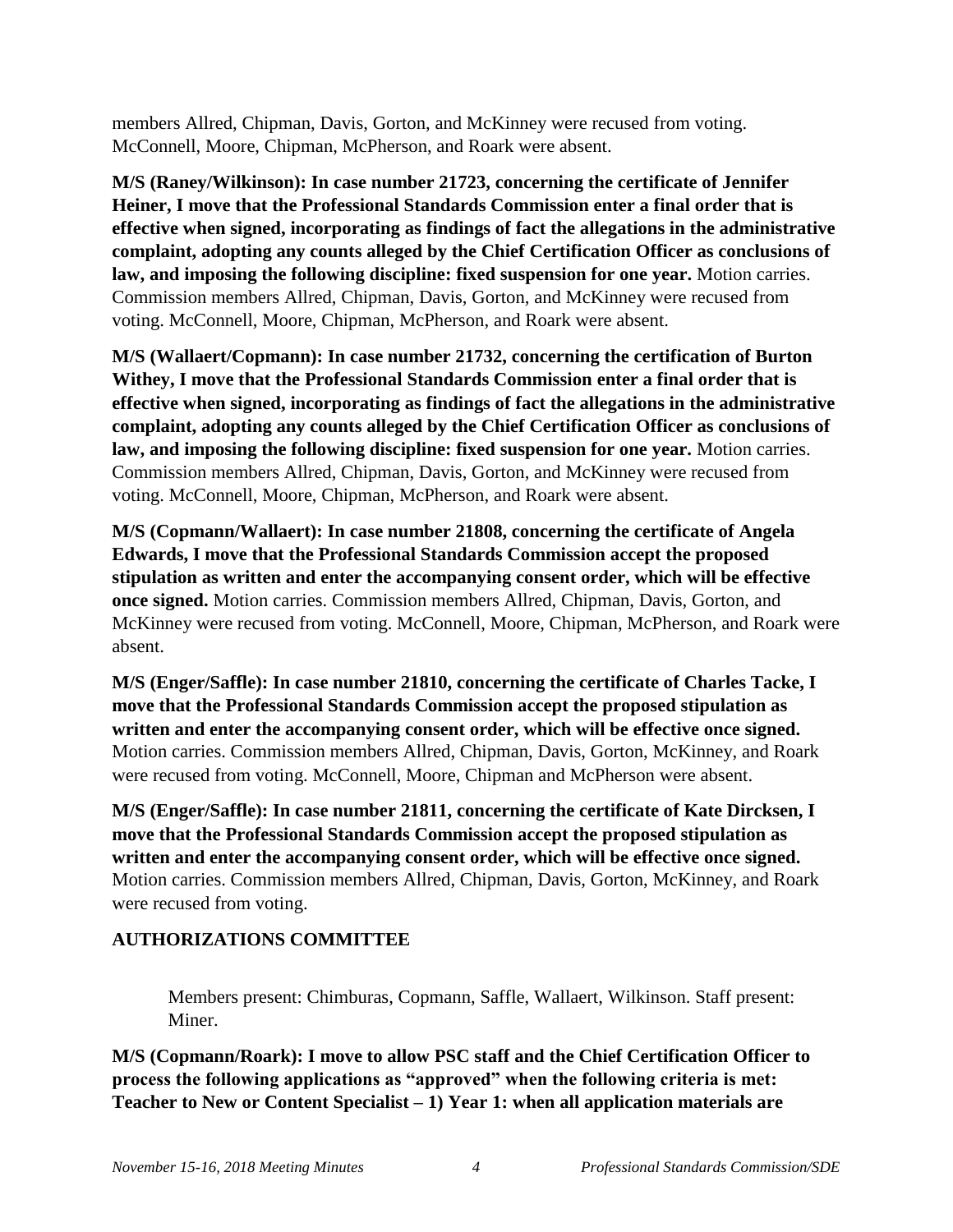members Allred, Chipman, Davis, Gorton, and McKinney were recused from voting. McConnell, Moore, Chipman, McPherson, and Roark were absent.

**M/S (Raney/Wilkinson): In case number 21723, concerning the certificate of Jennifer Heiner, I move that the Professional Standards Commission enter a final order that is effective when signed, incorporating as findings of fact the allegations in the administrative complaint, adopting any counts alleged by the Chief Certification Officer as conclusions of law, and imposing the following discipline: fixed suspension for one year.** Motion carries. Commission members Allred, Chipman, Davis, Gorton, and McKinney were recused from voting. McConnell, Moore, Chipman, McPherson, and Roark were absent.

**M/S (Wallaert/Copmann): In case number 21732, concerning the certification of Burton Withey, I move that the Professional Standards Commission enter a final order that is effective when signed, incorporating as findings of fact the allegations in the administrative complaint, adopting any counts alleged by the Chief Certification Officer as conclusions of law, and imposing the following discipline: fixed suspension for one year.** Motion carries. Commission members Allred, Chipman, Davis, Gorton, and McKinney were recused from voting. McConnell, Moore, Chipman, McPherson, and Roark were absent.

**M/S (Copmann/Wallaert): In case number 21808, concerning the certificate of Angela Edwards, I move that the Professional Standards Commission accept the proposed stipulation as written and enter the accompanying consent order, which will be effective once signed.** Motion carries. Commission members Allred, Chipman, Davis, Gorton, and McKinney were recused from voting. McConnell, Moore, Chipman, McPherson, and Roark were absent.

**M/S (Enger/Saffle): In case number 21810, concerning the certificate of Charles Tacke, I move that the Professional Standards Commission accept the proposed stipulation as written and enter the accompanying consent order, which will be effective once signed.** Motion carries. Commission members Allred, Chipman, Davis, Gorton, McKinney, and Roark were recused from voting. McConnell, Moore, Chipman and McPherson were absent.

**M/S (Enger/Saffle): In case number 21811, concerning the certificate of Kate Dircksen, I move that the Professional Standards Commission accept the proposed stipulation as written and enter the accompanying consent order, which will be effective once signed.** Motion carries. Commission members Allred, Chipman, Davis, Gorton, McKinney, and Roark were recused from voting.

## AUTHORIZATIONS COMMITTEE

Members present: Chimburas, Copmann, Saffle, Wallaert, Wilkinson. Staff present: Miner.

**M/S (Copmann/Roark): I move to allow PSC staff and the Chief Certification Officer to process the following applications as "approved" when the following criteria is met: Teacher to New or Content Specialist – 1) Year 1: when all application materials are**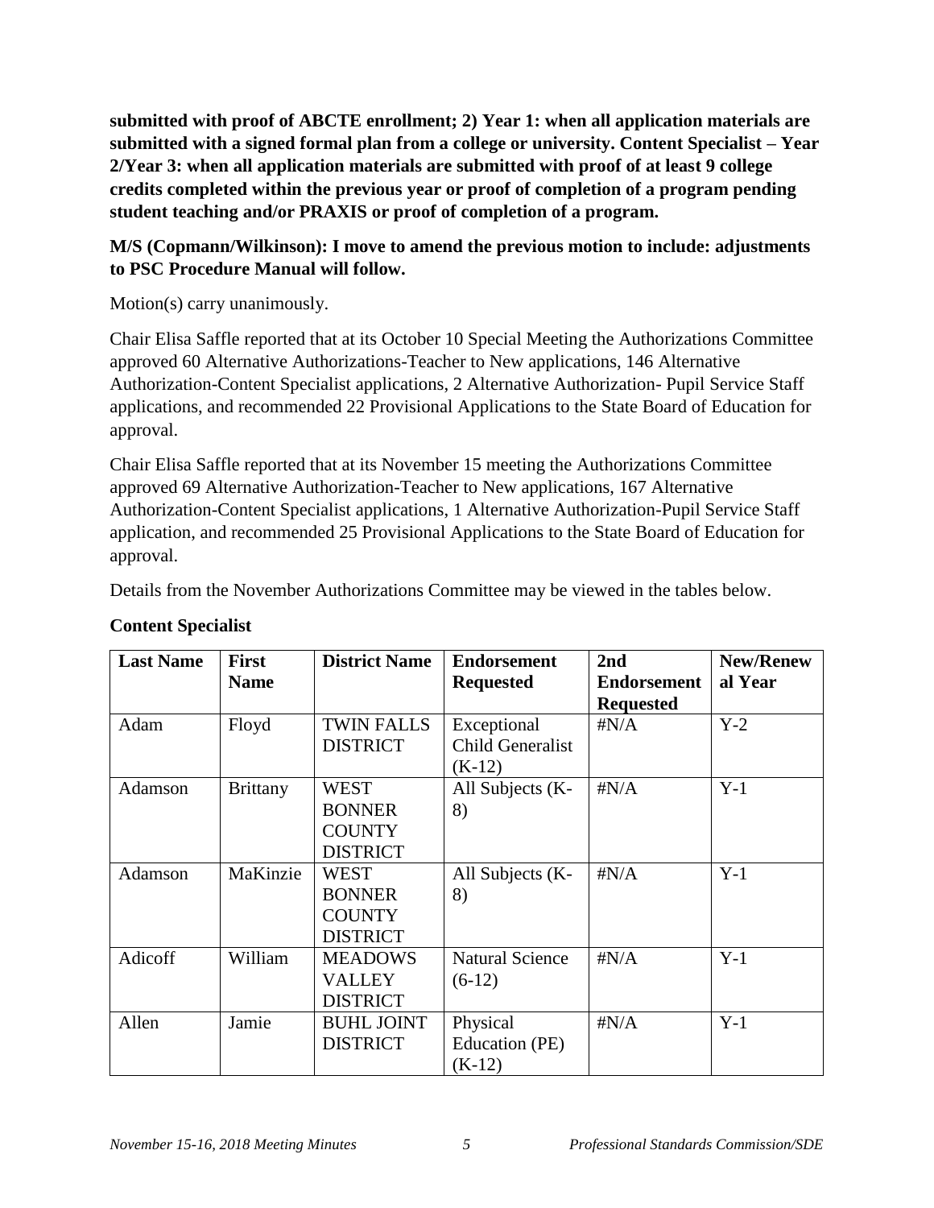**submitted with proof of ABCTE enrollment; 2) Year 1: when all application materials are submitted with a signed formal plan from a college or university. Content Specialist – Year 2/Year 3: when all application materials are submitted with proof of at least 9 college credits completed within the previous year or proof of completion of a program pending student teaching and/or PRAXIS or proof of completion of a program.**

**M/S (Copmann/Wilkinson): I move to amend the previous motion to include: adjustments to PSC Procedure Manual will follow.**

Motion(s) carry unanimously.

Chair Elisa Saffle reported that at its October 10 Special Meeting the Authorizations Committee approved 60 Alternative Authorizations-Teacher to New applications, 146 Alternative Authorization-Content Specialist applications, 2 Alternative Authorization- Pupil Service Staff applications, and recommended 22 Provisional Applications to the State Board of Education for approval.

Chair Elisa Saffle reported that at its November 15 meeting the Authorizations Committee approved 69 Alternative Authorization-Teacher to New applications, 167 Alternative Authorization-Content Specialist applications, 1 Alternative Authorization-Pupil Service Staff application, and recommended 25 Provisional Applications to the State Board of Education for approval.

Details from the November Authorizations Committee may be viewed in the tables below.

**Content Specialist**

| Last Name | First Name | District Name | Endorsement Requested | 2nd Endorsement Requested | New/Renewal Year |
|---|---|---|---|---|---|
| Adam | Floyd | TWIN FALLS DISTRICT | Exceptional Child Generalist (K-12) | #N/A | Y-2 |
| Adamson | Brittany | WEST BONNER COUNTY DISTRICT | All Subjects (K-8) | #N/A | Y-1 |
| Adamson | MaKinzie | WEST BONNER COUNTY DISTRICT | All Subjects (K-8) | #N/A | Y-1 |
| Adicoff | William | MEADOWS VALLEY DISTRICT | Natural Science (6-12) | #N/A | Y-1 |
| Allen | Jamie | BUHL JOINT DISTRICT | Physical Education (PE) (K-12) | #N/A | Y-1 |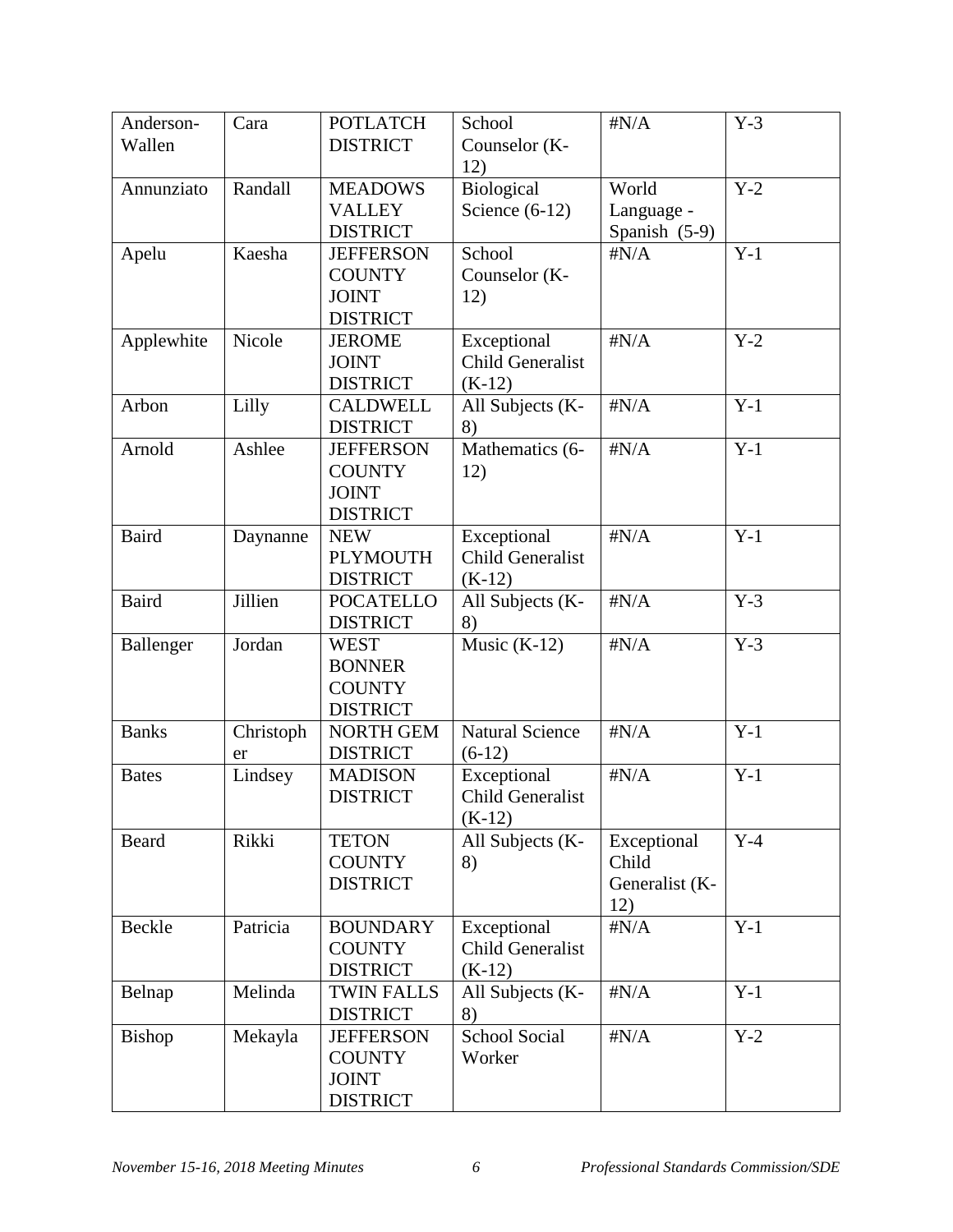| Anderson-Wallen | Cara | POTLATCH DISTRICT | School Counselor (K-12) | #N/A | Y-3 |
|---|---|---|---|---|---|
| Annunziato | Randall | MEADOWS VALLEY DISTRICT | Biological Science (6-12) | World Language - Spanish (5-9) | Y-2 |
| Apelu | Kaesha | JEFFERSON COUNTY JOINT DISTRICT | School Counselor (K-12) | #N/A | Y-1 |
| Applewhite | Nicole | JEROME JOINT DISTRICT | Exceptional Child Generalist (K-12) | #N/A | Y-2 |
| Arbon | Lilly | CALDWELL DISTRICT | All Subjects (K-8) | #N/A | Y-1 |
| Arnold | Ashlee | JEFFERSON COUNTY JOINT DISTRICT | Mathematics (6-12) | #N/A | Y-1 |
| Baird | Daynanne | NEW PLYMOUTH DISTRICT | Exceptional Child Generalist (K-12) | #N/A | Y-1 |
| Baird | Jillien | POCATELLO DISTRICT | All Subjects (K-8) | #N/A | Y-3 |
| Ballenger | Jordan | WEST BONNER COUNTY DISTRICT | Music (K-12) | #N/A | Y-3 |
| Banks | Christopher | NORTH GEM DISTRICT | Natural Science (6-12) | #N/A | Y-1 |
| Bates | Lindsey | MADISON DISTRICT | Exceptional Child Generalist (K-12) | #N/A | Y-1 |
| Beard | Rikki | TETON COUNTY DISTRICT | All Subjects (K-8) | Exceptional Child Generalist (K-12) | Y-4 |
| Beckle | Patricia | BOUNDARY COUNTY DISTRICT | Exceptional Child Generalist (K-12) | #N/A | Y-1 |
| Belnap | Melinda | TWIN FALLS DISTRICT | All Subjects (K-8) | #N/A | Y-1 |
| Bishop | Mekayla | JEFFERSON COUNTY JOINT DISTRICT | School Social Worker | #N/A | Y-2 |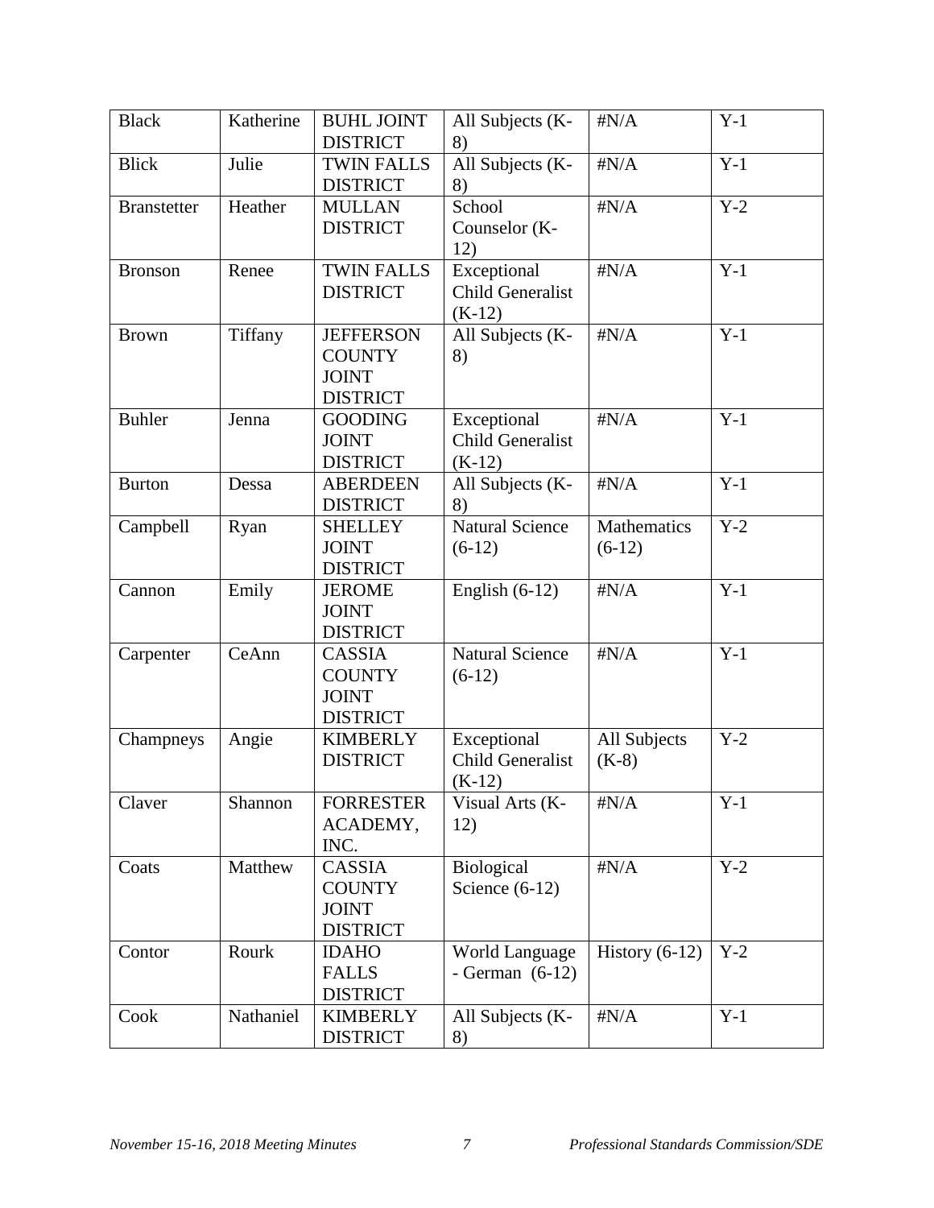| Black | Katherine | BUHL JOINT DISTRICT | All Subjects (K-8) | #N/A | Y-1 |
|---|---|---|---|---|---|
| Blick | Julie | TWIN FALLS DISTRICT | All Subjects (K-8) | #N/A | Y-1 |
| Branstetter | Heather | MULLAN DISTRICT | School Counselor (K-12) | #N/A | Y-2 |
| Bronson | Renee | TWIN FALLS DISTRICT | Exceptional Child Generalist (K-12) | #N/A | Y-1 |
| Brown | Tiffany | JEFFERSON COUNTY JOINT DISTRICT | All Subjects (K-8) | #N/A | Y-1 |
| Buhler | Jenna | GOODING JOINT DISTRICT | Exceptional Child Generalist (K-12) | #N/A | Y-1 |
| Burton | Dessa | ABERDEEN DISTRICT | All Subjects (K-8) | #N/A | Y-1 |
| Campbell | Ryan | SHELLEY JOINT DISTRICT | Natural Science (6-12) | Mathematics (6-12) | Y-2 |
| Cannon | Emily | JEROME JOINT DISTRICT | English (6-12) | #N/A | Y-1 |
| Carpenter | CeAnn | CASSIA COUNTY JOINT DISTRICT | Natural Science (6-12) | #N/A | Y-1 |
| Champneys | Angie | KIMBERLY DISTRICT | Exceptional Child Generalist (K-12) | All Subjects (K-8) | Y-2 |
| Claver | Shannon | FORRESTER ACADEMY, INC. | Visual Arts (K-12) | #N/A | Y-1 |
| Coats | Matthew | CASSIA COUNTY JOINT DISTRICT | Biological Science (6-12) | #N/A | Y-2 |
| Contor | Rourk | IDAHO FALLS DISTRICT | World Language - German (6-12) | History (6-12) | Y-2 |
| Cook | Nathaniel | KIMBERLY DISTRICT | All Subjects (K-8) | #N/A | Y-1 |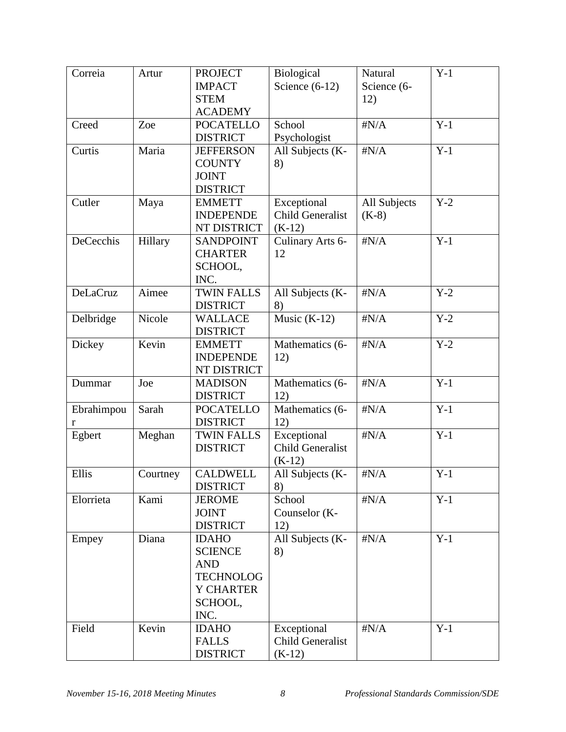| Correia | Artur | PROJECT IMPACT STEM ACADEMY | Biological Science (6-12) | Natural Science (6-12) | Y-1 |
|---|---|---|---|---|---|
| Creed | Zoe | POCATELLO DISTRICT | School Psychologist | #N/A | Y-1 |
| Curtis | Maria | JEFFERSON COUNTY JOINT DISTRICT | All Subjects (K-8) | #N/A | Y-1 |
| Cutler | Maya | EMMETT INDEPENDENT DISTRICT | Exceptional Child Generalist (K-12) | All Subjects (K-8) | Y-2 |
| DeCecchis | Hillary | SANDPOINT CHARTER SCHOOL, INC. | Culinary Arts 6-12 | #N/A | Y-1 |
| DeLaCruz | Aimee | TWIN FALLS DISTRICT | All Subjects (K-8) | #N/A | Y-2 |
| Delbridge | Nicole | WALLACE DISTRICT | Music (K-12) | #N/A | Y-2 |
| Dickey | Kevin | EMMETT INDEPENDENT DISTRICT | Mathematics (6-12) | #N/A | Y-2 |
| Dummar | Joe | MADISON DISTRICT | Mathematics (6-12) | #N/A | Y-1 |
| Ebrahimpour | Sarah | POCATELLO DISTRICT | Mathematics (6-12) | #N/A | Y-1 |
| Egbert | Meghan | TWIN FALLS DISTRICT | Exceptional Child Generalist (K-12) | #N/A | Y-1 |
| Ellis | Courtney | CALDWELL DISTRICT | All Subjects (K-8) | #N/A | Y-1 |
| Elorrieta | Kami | JEROME JOINT DISTRICT | School Counselor (K-12) | #N/A | Y-1 |
| Empey | Diana | IDAHO SCIENCE AND TECHNOLOGY CHARTER SCHOOL, INC. | All Subjects (K-8) | #N/A | Y-1 |
| Field | Kevin | IDAHO FALLS DISTRICT | Exceptional Child Generalist (K-12) | #N/A | Y-1 |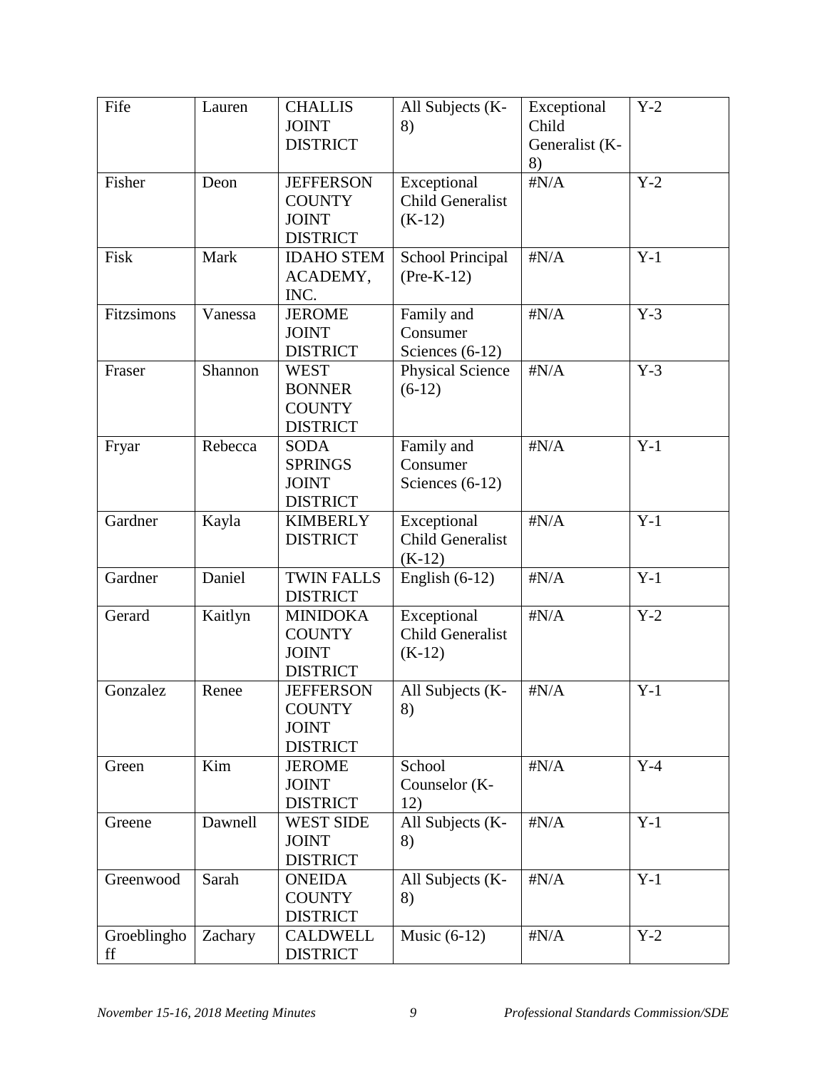| Fife | Lauren | CHALLIS JOINT DISTRICT | All Subjects (K-8) | Exceptional Child Generalist (K-8) | Y-2 |
|---|---|---|---|---|---|
| Fisher | Deon | JEFFERSON COUNTY JOINT DISTRICT | Exceptional Child Generalist (K-12) | #N/A | Y-2 |
| Fisk | Mark | IDAHO STEM ACADEMY, INC. | School Principal (Pre-K-12) | #N/A | Y-1 |
| Fitzsimons | Vanessa | JEROME JOINT DISTRICT | Family and Consumer Sciences (6-12) | #N/A | Y-3 |
| Fraser | Shannon | WEST BONNER COUNTY DISTRICT | Physical Science (6-12) | #N/A | Y-3 |
| Fryar | Rebecca | SODA SPRINGS JOINT DISTRICT | Family and Consumer Sciences (6-12) | #N/A | Y-1 |
| Gardner | Kayla | KIMBERLY DISTRICT | Exceptional Child Generalist (K-12) | #N/A | Y-1 |
| Gardner | Daniel | TWIN FALLS DISTRICT | English (6-12) | #N/A | Y-1 |
| Gerard | Kaitlyn | MINIDOKA COUNTY JOINT DISTRICT | Exceptional Child Generalist (K-12) | #N/A | Y-2 |
| Gonzalez | Renee | JEFFERSON COUNTY JOINT DISTRICT | All Subjects (K-8) | #N/A | Y-1 |
| Green | Kim | JEROME JOINT DISTRICT | School Counselor (K-12) | #N/A | Y-4 |
| Greene | Dawnell | WEST SIDE JOINT DISTRICT | All Subjects (K-8) | #N/A | Y-1 |
| Greenwood | Sarah | ONEIDA COUNTY DISTRICT | All Subjects (K-8) | #N/A | Y-1 |
| Groeblinghoff | Zachary | CALDWELL DISTRICT | Music (6-12) | #N/A | Y-2 |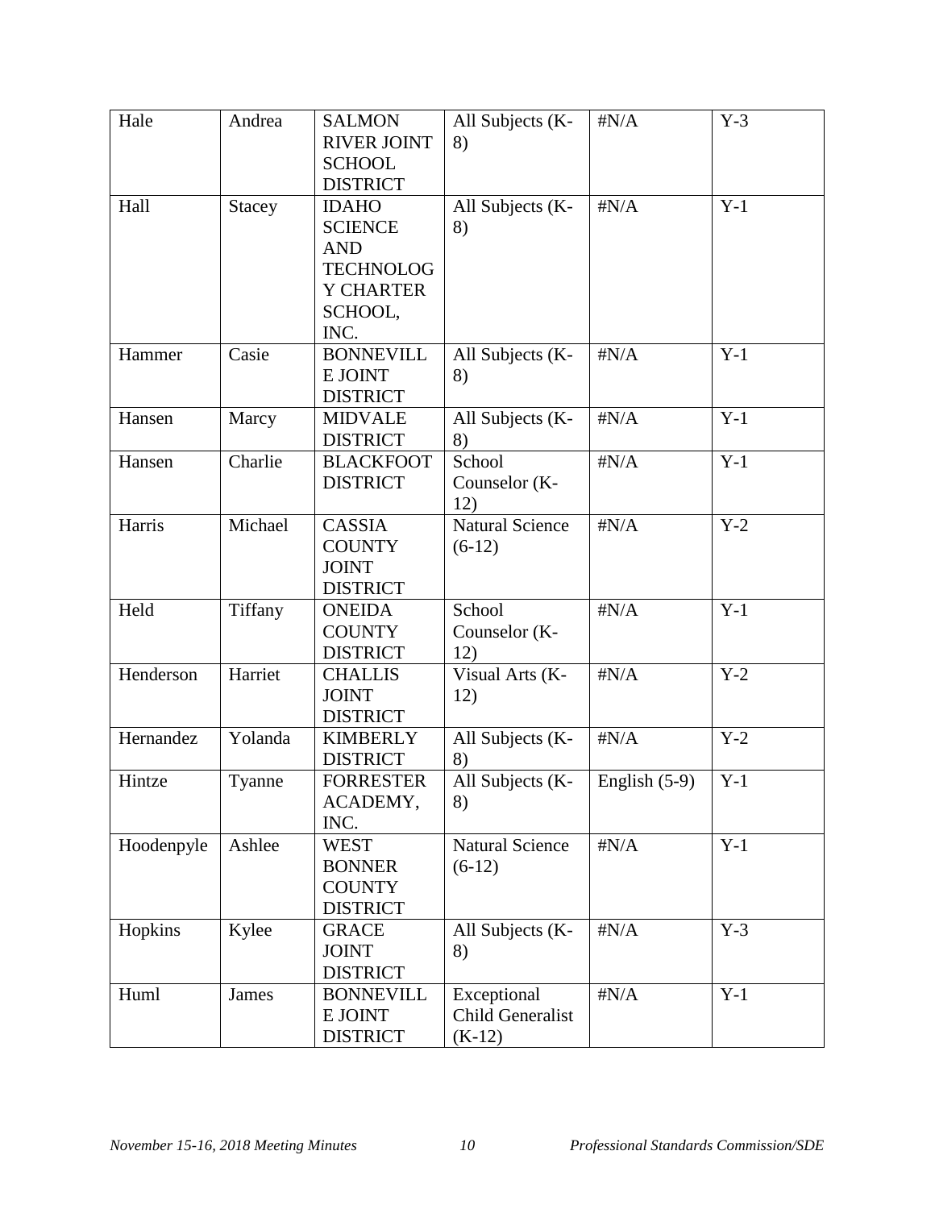| Hale | Andrea | SALMON RIVER JOINT SCHOOL DISTRICT | All Subjects (K-8) | #N/A | Y-3 |
|---|---|---|---|---|---|
| Hall | Stacey | IDAHO SCIENCE AND TECHNOLOGY CHARTER SCHOOL, INC. | All Subjects (K-8) | #N/A | Y-1 |
| Hammer | Casie | BONNEVILLE JOINT DISTRICT | All Subjects (K-8) | #N/A | Y-1 |
| Hansen | Marcy | MIDVALE DISTRICT | All Subjects (K-8) | #N/A | Y-1 |
| Hansen | Charlie | BLACKFOOT DISTRICT | School Counselor (K-12) | #N/A | Y-1 |
| Harris | Michael | CASSIA COUNTY JOINT DISTRICT | Natural Science (6-12) | #N/A | Y-2 |
| Held | Tiffany | ONEIDA COUNTY DISTRICT | School Counselor (K-12) | #N/A | Y-1 |
| Henderson | Harriet | CHALLIS JOINT DISTRICT | Visual Arts (K-12) | #N/A | Y-2 |
| Hernandez | Yolanda | KIMBERLY DISTRICT | All Subjects (K-8) | #N/A | Y-2 |
| Hintze | Tyanne | FORRESTER ACADEMY, INC. | All Subjects (K-8) | English (5-9) | Y-1 |
| Hoodenpyle | Ashlee | WEST BONNER COUNTY DISTRICT | Natural Science (6-12) | #N/A | Y-1 |
| Hopkins | Kylee | GRACE JOINT DISTRICT | All Subjects (K-8) | #N/A | Y-3 |
| Huml | James | BONNEVILLE JOINT DISTRICT | Exceptional Child Generalist (K-12) | #N/A | Y-1 |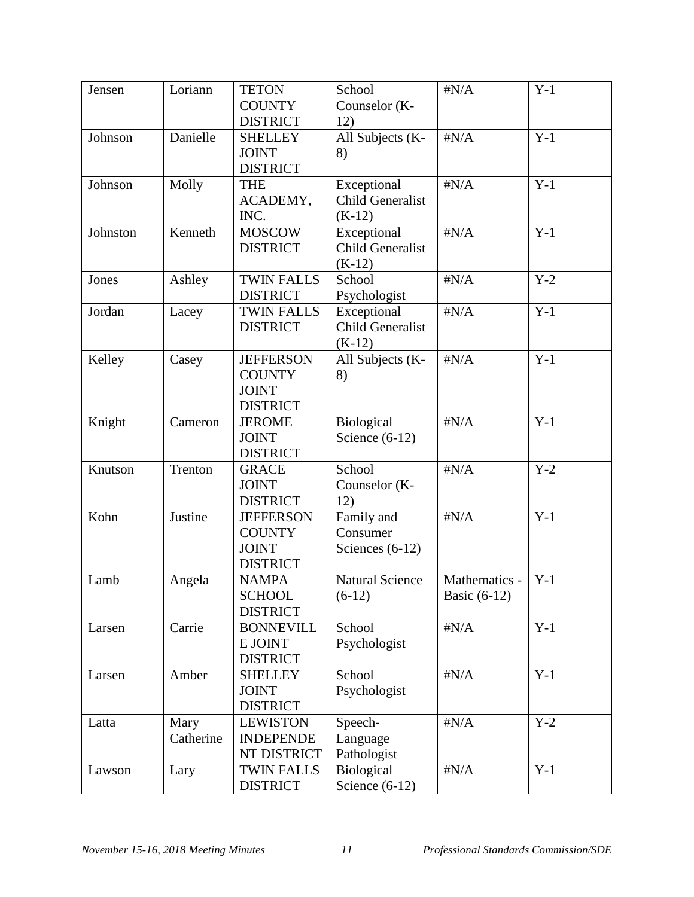| Jensen | Loriann | TETON COUNTY DISTRICT | School Counselor (K-12) | #N/A | Y-1 |
|---|---|---|---|---|---|
| Johnson | Danielle | SHELLEY JOINT DISTRICT | All Subjects (K-8) | #N/A | Y-1 |
| Johnson | Molly | THE ACADEMY, INC. | Exceptional Child Generalist (K-12) | #N/A | Y-1 |
| Johnston | Kenneth | MOSCOW DISTRICT | Exceptional Child Generalist (K-12) | #N/A | Y-1 |
| Jones | Ashley | TWIN FALLS DISTRICT | School Psychologist | #N/A | Y-2 |
| Jordan | Lacey | TWIN FALLS DISTRICT | Exceptional Child Generalist (K-12) | #N/A | Y-1 |
| Kelley | Casey | JEFFERSON COUNTY JOINT DISTRICT | All Subjects (K-8) | #N/A | Y-1 |
| Knight | Cameron | JEROME JOINT DISTRICT | Biological Science (6-12) | #N/A | Y-1 |
| Knutson | Trenton | GRACE JOINT DISTRICT | School Counselor (K-12) | #N/A | Y-2 |
| Kohn | Justine | JEFFERSON COUNTY JOINT DISTRICT | Family and Consumer Sciences (6-12) | #N/A | Y-1 |
| Lamb | Angela | NAMPA SCHOOL DISTRICT | Natural Science (6-12) | Mathematics - Basic (6-12) | Y-1 |
| Larsen | Carrie | BONNEVILLE JOINT DISTRICT | School Psychologist | #N/A | Y-1 |
| Larsen | Amber | SHELLEY JOINT DISTRICT | School Psychologist | #N/A | Y-1 |
| Latta | Mary Catherine | LEWISTON INDEPENDENT DISTRICT | Speech-Language Pathologist | #N/A | Y-2 |
| Lawson | Lary | TWIN FALLS DISTRICT | Biological Science (6-12) | #N/A | Y-1 |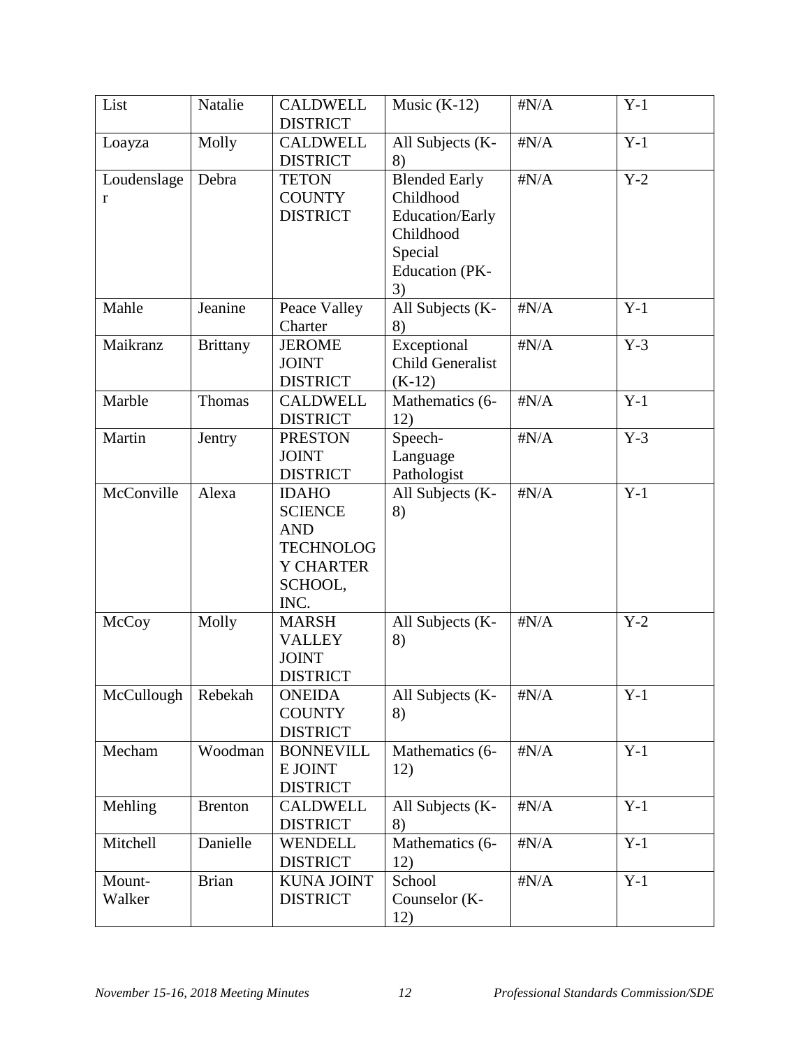| List | Natalie | CALDWELL DISTRICT | Music (K-12) | #N/A | Y-1 |
|---|---|---|---|---|---|
| Loayza | Molly | CALDWELL DISTRICT | All Subjects (K-8) | #N/A | Y-1 |
| Loudenslager | Debra | TETON COUNTY DISTRICT | Blended Early Childhood Education/Early Childhood Special Education (PK-3) | #N/A | Y-2 |
| Mahle | Jeanine | Peace Valley Charter | All Subjects (K-8) | #N/A | Y-1 |
| Maikranz | Brittany | JEROME JOINT DISTRICT | Exceptional Child Generalist (K-12) | #N/A | Y-3 |
| Marble | Thomas | CALDWELL DISTRICT | Mathematics (6-12) | #N/A | Y-1 |
| Martin | Jentry | PRESTON JOINT DISTRICT | Speech-Language Pathologist | #N/A | Y-3 |
| McConville | Alexa | IDAHO SCIENCE AND TECHNOLOGY CHARTER SCHOOL, INC. | All Subjects (K-8) | #N/A | Y-1 |
| McCoy | Molly | MARSH VALLEY JOINT DISTRICT | All Subjects (K-8) | #N/A | Y-2 |
| McCullough | Rebekah | ONEIDA COUNTY DISTRICT | All Subjects (K-8) | #N/A | Y-1 |
| Mecham | Woodman | BONNEVILLE JOINT DISTRICT | Mathematics (6-12) | #N/A | Y-1 |
| Mehling | Brenton | CALDWELL DISTRICT | All Subjects (K-8) | #N/A | Y-1 |
| Mitchell | Danielle | WENDELL DISTRICT | Mathematics (6-12) | #N/A | Y-1 |
| Mount-Walker | Brian | KUNA JOINT DISTRICT | School Counselor (K-12) | #N/A | Y-1 |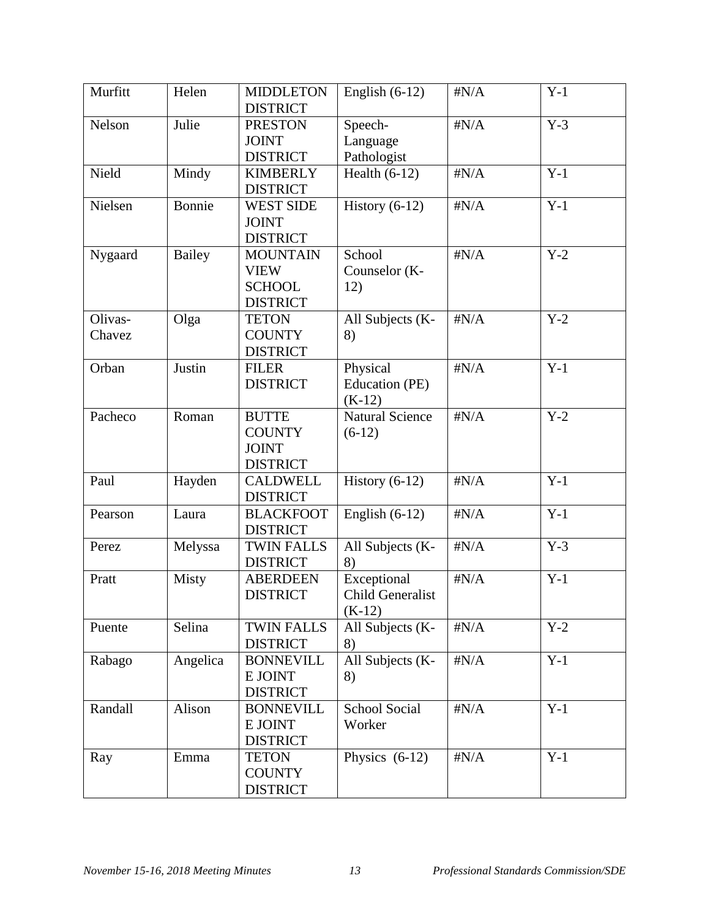| Murfitt | Helen | MIDDLETON DISTRICT | English (6-12) | #N/A | Y-1 |
|---|---|---|---|---|---|
| Nelson | Julie | PRESTON JOINT DISTRICT | Speech-Language Pathologist | #N/A | Y-3 |
| Nield | Mindy | KIMBERLY DISTRICT | Health (6-12) | #N/A | Y-1 |
| Nielsen | Bonnie | WEST SIDE JOINT DISTRICT | History (6-12) | #N/A | Y-1 |
| Nygaard | Bailey | MOUNTAIN VIEW SCHOOL DISTRICT | School Counselor (K-12) | #N/A | Y-2 |
| Olivas-Chavez | Olga | TETON COUNTY DISTRICT | All Subjects (K-8) | #N/A | Y-2 |
| Orban | Justin | FILER DISTRICT | Physical Education (PE) (K-12) | #N/A | Y-1 |
| Pacheco | Roman | BUTTE COUNTY JOINT DISTRICT | Natural Science (6-12) | #N/A | Y-2 |
| Paul | Hayden | CALDWELL DISTRICT | History (6-12) | #N/A | Y-1 |
| Pearson | Laura | BLACKFOOT DISTRICT | English (6-12) | #N/A | Y-1 |
| Perez | Melyssa | TWIN FALLS DISTRICT | All Subjects (K-8) | #N/A | Y-3 |
| Pratt | Misty | ABERDEEN DISTRICT | Exceptional Child Generalist (K-12) | #N/A | Y-1 |
| Puente | Selina | TWIN FALLS DISTRICT | All Subjects (K-8) | #N/A | Y-2 |
| Rabago | Angelica | BONNEVILLE JOINT DISTRICT | All Subjects (K-8) | #N/A | Y-1 |
| Randall | Alison | BONNEVILLE JOINT DISTRICT | School Social Worker | #N/A | Y-1 |
| Ray | Emma | TETON COUNTY DISTRICT | Physics (6-12) | #N/A | Y-1 |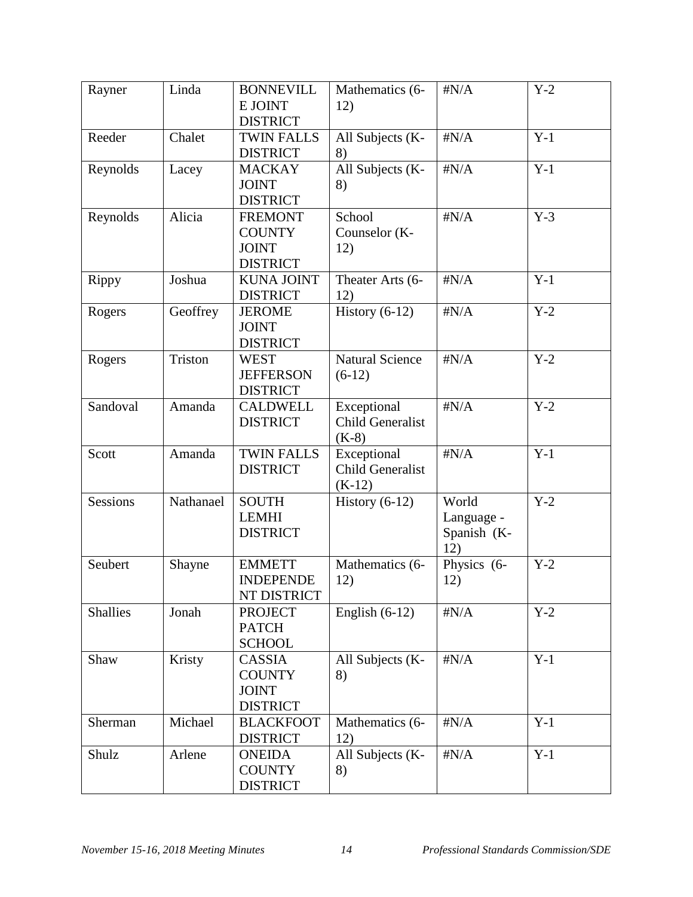| Rayner | Linda | BONNEVILLE JOINT DISTRICT | Mathematics (6-12) | #N/A | Y-2 |
|---|---|---|---|---|---|
| Reeder | Chalet | TWIN FALLS DISTRICT | All Subjects (K-8) | #N/A | Y-1 |
| Reynolds | Lacey | MACKAY JOINT DISTRICT | All Subjects (K-8) | #N/A | Y-1 |
| Reynolds | Alicia | FREMONT COUNTY JOINT DISTRICT | School Counselor (K-12) | #N/A | Y-3 |
| Rippy | Joshua | KUNA JOINT DISTRICT | Theater Arts (6-12) | #N/A | Y-1 |
| Rogers | Geoffrey | JEROME JOINT DISTRICT | History (6-12) | #N/A | Y-2 |
| Rogers | Triston | WEST JEFFERSON DISTRICT | Natural Science (6-12) | #N/A | Y-2 |
| Sandoval | Amanda | CALDWELL DISTRICT | Exceptional Child Generalist (K-8) | #N/A | Y-2 |
| Scott | Amanda | TWIN FALLS DISTRICT | Exceptional Child Generalist (K-12) | #N/A | Y-1 |
| Sessions | Nathanael | SOUTH LEMHI DISTRICT | History (6-12) | World Language - Spanish (K-12) | Y-2 |
| Seubert | Shayne | EMMETT INDEPENDENT DISTRICT | Mathematics (6-12) | Physics (6-12) | Y-2 |
| Shallies | Jonah | PROJECT PATCH SCHOOL | English (6-12) | #N/A | Y-2 |
| Shaw | Kristy | CASSIA COUNTY JOINT DISTRICT | All Subjects (K-8) | #N/A | Y-1 |
| Sherman | Michael | BLACKFOOT DISTRICT | Mathematics (6-12) | #N/A | Y-1 |
| Shulz | Arlene | ONEIDA COUNTY DISTRICT | All Subjects (K-8) | #N/A | Y-1 |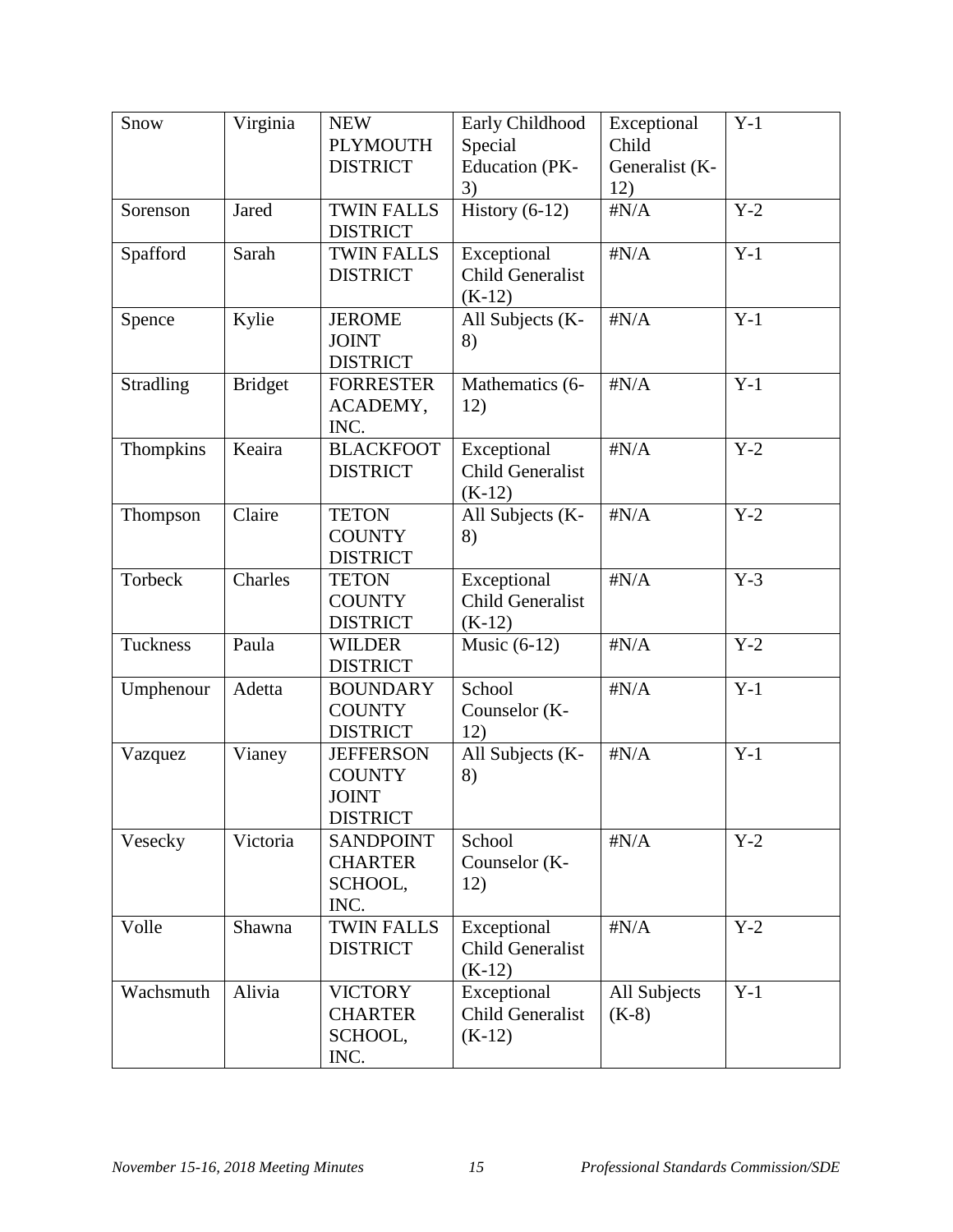| Snow | Virginia | NEW PLYMOUTH DISTRICT | Early Childhood Special Education (PK-3) | Exceptional Child Generalist (K-12) | Y-1 |
|---|---|---|---|---|---|
| Sorenson | Jared | TWIN FALLS DISTRICT | History (6-12) | #N/A | Y-2 |
| Spafford | Sarah | TWIN FALLS DISTRICT | Exceptional Child Generalist (K-12) | #N/A | Y-1 |
| Spence | Kylie | JEROME JOINT DISTRICT | All Subjects (K-8) | #N/A | Y-1 |
| Stradling | Bridget | FORRESTER ACADEMY, INC. | Mathematics (6-12) | #N/A | Y-1 |
| Thompkins | Keaira | BLACKFOOT DISTRICT | Exceptional Child Generalist (K-12) | #N/A | Y-2 |
| Thompson | Claire | TETON COUNTY DISTRICT | All Subjects (K-8) | #N/A | Y-2 |
| Torbeck | Charles | TETON COUNTY DISTRICT | Exceptional Child Generalist (K-12) | #N/A | Y-3 |
| Tuckness | Paula | WILDER DISTRICT | Music (6-12) | #N/A | Y-2 |
| Umphenour | Adetta | BOUNDARY COUNTY DISTRICT | School Counselor (K-12) | #N/A | Y-1 |
| Vazquez | Vianey | JEFFERSON COUNTY JOINT DISTRICT | All Subjects (K-8) | #N/A | Y-1 |
| Vesecky | Victoria | SANDPOINT CHARTER SCHOOL, INC. | School Counselor (K-12) | #N/A | Y-2 |
| Volle | Shawna | TWIN FALLS DISTRICT | Exceptional Child Generalist (K-12) | #N/A | Y-2 |
| Wachsmuth | Alivia | VICTORY CHARTER SCHOOL, INC. | Exceptional Child Generalist (K-12) | All Subjects (K-8) | Y-1 |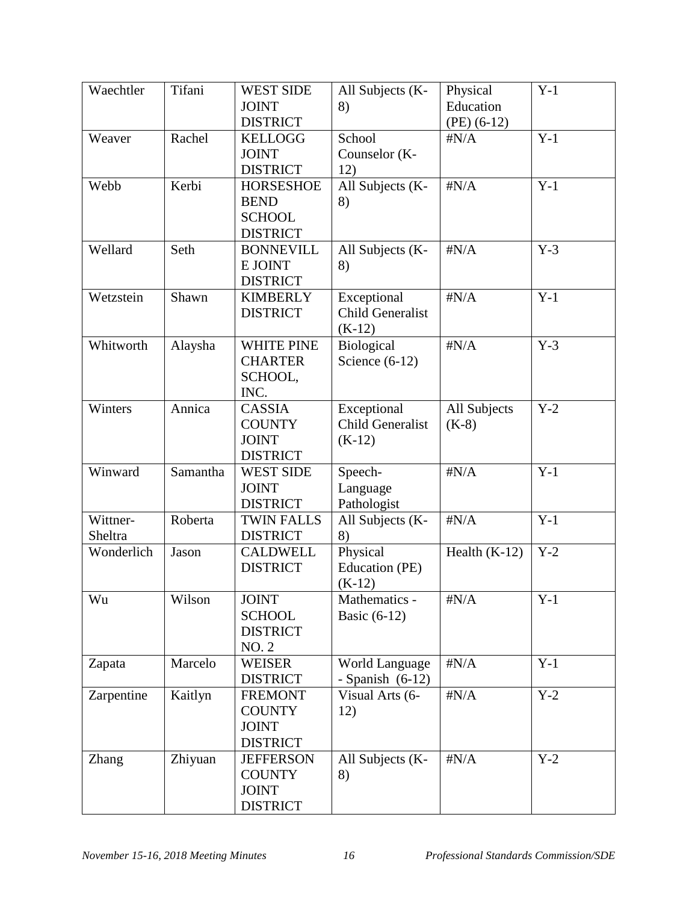| Waechtler | Tifani | WEST SIDE JOINT DISTRICT | All Subjects (K-8) | Physical Education (PE) (6-12) | Y-1 |
|---|---|---|---|---|---|
| Weaver | Rachel | KELLOGG JOINT DISTRICT | School Counselor (K-12) | #N/A | Y-1 |
| Webb | Kerbi | HORSESHOE BEND SCHOOL DISTRICT | All Subjects (K-8) | #N/A | Y-1 |
| Wellard | Seth | BONNEVILLE JOINT DISTRICT | All Subjects (K-8) | #N/A | Y-3 |
| Wetzstein | Shawn | KIMBERLY DISTRICT | Exceptional Child Generalist (K-12) | #N/A | Y-1 |
| Whitworth | Alaysha | WHITE PINE CHARTER SCHOOL, INC. | Biological Science (6-12) | #N/A | Y-3 |
| Winters | Annica | CASSIA COUNTY JOINT DISTRICT | Exceptional Child Generalist (K-12) | All Subjects (K-8) | Y-2 |
| Winward | Samantha | WEST SIDE JOINT DISTRICT | Speech-Language Pathologist | #N/A | Y-1 |
| Wittner-Sheltra | Roberta | TWIN FALLS DISTRICT | All Subjects (K-8) | #N/A | Y-1 |
| Wonderlich | Jason | CALDWELL DISTRICT | Physical Education (PE) (K-12) | Health (K-12) | Y-2 |
| Wu | Wilson | JOINT SCHOOL DISTRICT NO. 2 | Mathematics - Basic (6-12) | #N/A | Y-1 |
| Zapata | Marcelo | WEISER DISTRICT | World Language - Spanish (6-12) | #N/A | Y-1 |
| Zarpentine | Kaitlyn | FREMONT COUNTY JOINT DISTRICT | Visual Arts (6-12) | #N/A | Y-2 |
| Zhang | Zhiyuan | JEFFERSON COUNTY JOINT DISTRICT | All Subjects (K-8) | #N/A | Y-2 |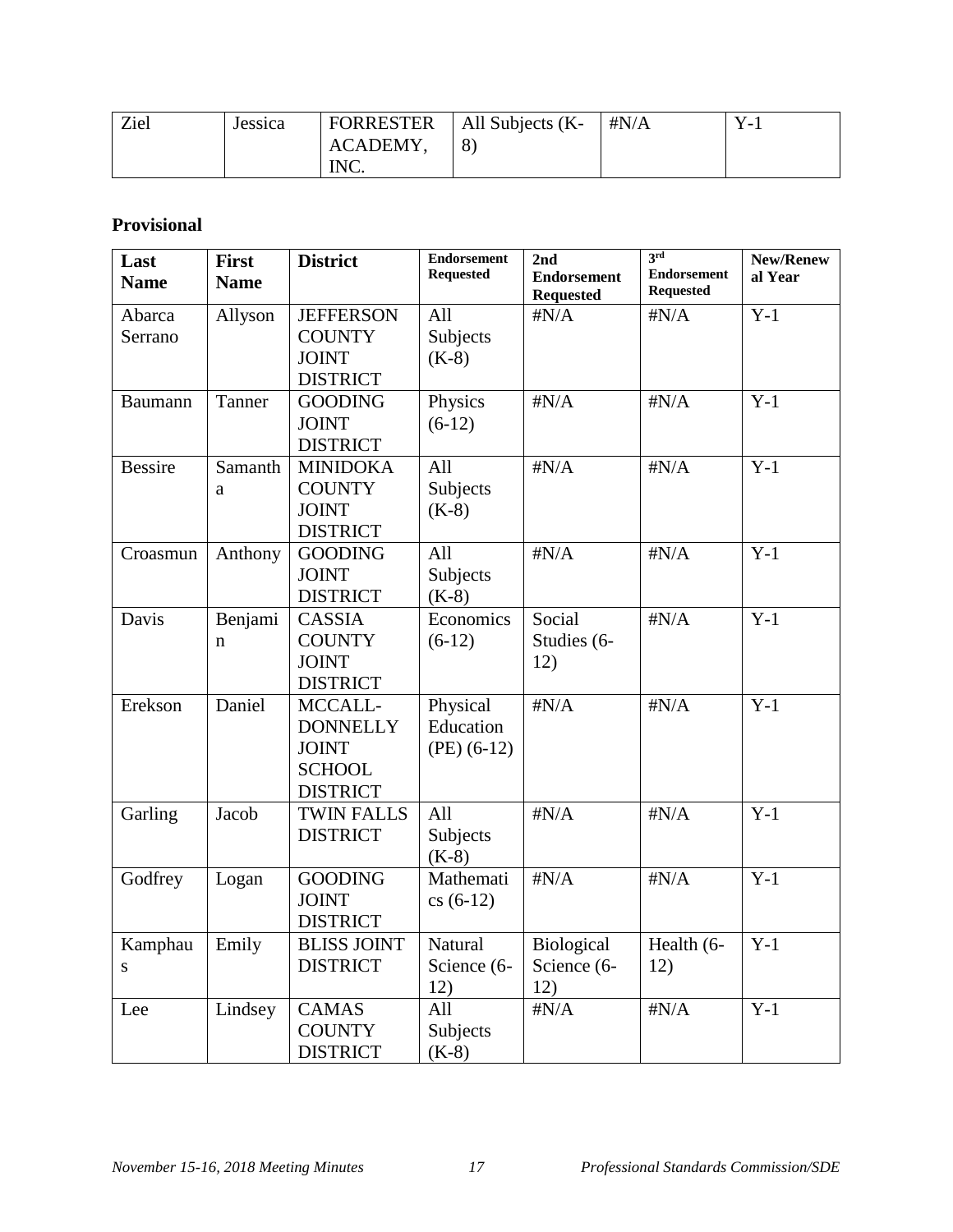| Ziel | Jessica | FORRESTER ACADEMY, INC. | All Subjects (K-8) | #N/A | Y-1 |
|---|---|---|---|---|---|

**Provisional**

| Last Name | First Name | District | Endorsement Requested | 2nd Endorsement Requested | 3rd Endorsement Requested | New/Renewal Year |
|---|---|---|---|---|---|---|
| Abarca Serrano | Allyson | JEFFERSON COUNTY JOINT DISTRICT | All Subjects (K-8) | #N/A | #N/A | Y-1 |
| Baumann | Tanner | GOODING JOINT DISTRICT | Physics (6-12) | #N/A | #N/A | Y-1 |
| Bessire | Samantha | MINIDOKA COUNTY JOINT DISTRICT | All Subjects (K-8) | #N/A | #N/A | Y-1 |
| Croasmun | Anthony | GOODING JOINT DISTRICT | All Subjects (K-8) | #N/A | #N/A | Y-1 |
| Davis | Benjamin | CASSIA COUNTY JOINT DISTRICT | Economics (6-12) | Social Studies (6-12) | #N/A | Y-1 |
| Erekson | Daniel | MCCALL-DONNELLY JOINT SCHOOL DISTRICT | Physical Education (PE) (6-12) | #N/A | #N/A | Y-1 |
| Garling | Jacob | TWIN FALLS DISTRICT | All Subjects (K-8) | #N/A | #N/A | Y-1 |
| Godfrey | Logan | GOODING JOINT DISTRICT | Mathematics (6-12) | #N/A | #N/A | Y-1 |
| Kamphaus | Emily | BLISS JOINT DISTRICT | Natural Science (6-12) | Biological Science (6-12) | Health (6-12) | Y-1 |
| Lee | Lindsey | CAMAS COUNTY DISTRICT | All Subjects (K-8) | #N/A | #N/A | Y-1 |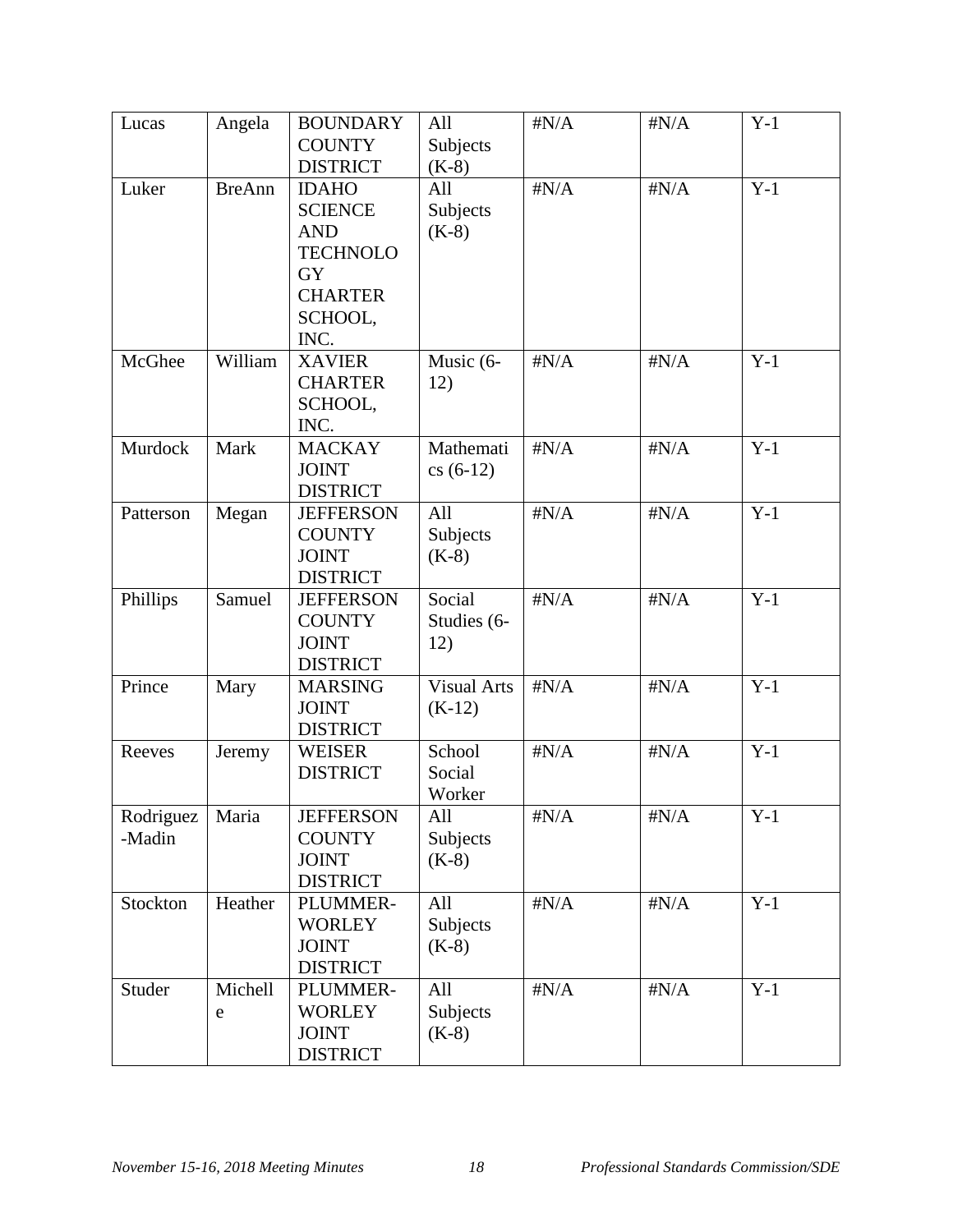| Lucas | Angela | BOUNDARY COUNTY DISTRICT | All Subjects (K-8) | #N/A | #N/A | Y-1 |
|---|---|---|---|---|---|---|
| Luker | BreAnn | IDAHO SCIENCE AND TECHNOLOGY CHARTER SCHOOL, INC. | All Subjects (K-8) | #N/A | #N/A | Y-1 |
| McGhee | William | XAVIER CHARTER SCHOOL, INC. | Music (6-12) | #N/A | #N/A | Y-1 |
| Murdock | Mark | MACKAY JOINT DISTRICT | Mathematics (6-12) | #N/A | #N/A | Y-1 |
| Patterson | Megan | JEFFERSON COUNTY JOINT DISTRICT | All Subjects (K-8) | #N/A | #N/A | Y-1 |
| Phillips | Samuel | JEFFERSON COUNTY JOINT DISTRICT | Social Studies (6-12) | #N/A | #N/A | Y-1 |
| Prince | Mary | MARSING JOINT DISTRICT | Visual Arts (K-12) | #N/A | #N/A | Y-1 |
| Reeves | Jeremy | WEISER DISTRICT | School Social Worker | #N/A | #N/A | Y-1 |
| Rodriguez-Madin | Maria | JEFFERSON COUNTY JOINT DISTRICT | All Subjects (K-8) | #N/A | #N/A | Y-1 |
| Stockton | Heather | PLUMMER-WORLEY JOINT DISTRICT | All Subjects (K-8) | #N/A | #N/A | Y-1 |
| Studer | Michelle | PLUMMER-WORLEY JOINT DISTRICT | All Subjects (K-8) | #N/A | #N/A | Y-1 |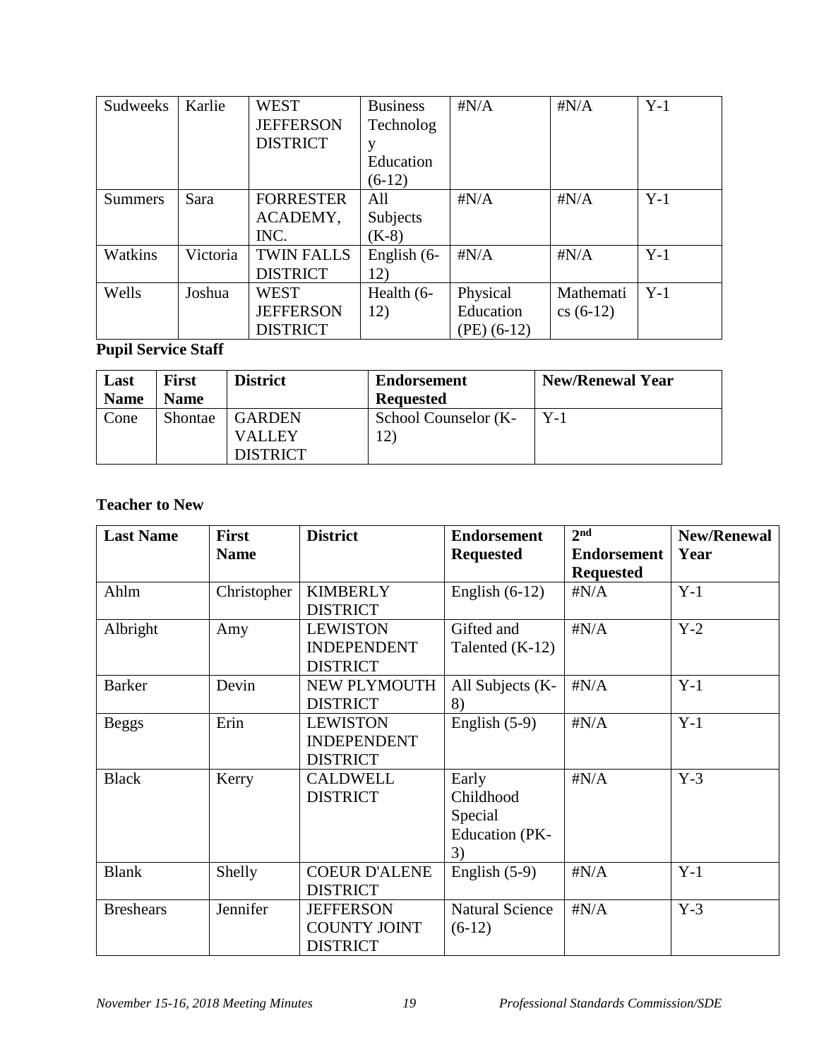| Sudweeks | Karlie | WEST JEFFERSON DISTRICT | Business Technology Education (6-12) | #N/A | #N/A | Y-1 |
|---|---|---|---|---|---|---|
| Summers | Sara | FORRESTER ACADEMY, INC. | All Subjects (K-8) | #N/A | #N/A | Y-1 |
| Watkins | Victoria | TWIN FALLS DISTRICT | English (6-12) | #N/A | #N/A | Y-1 |
| Wells | Joshua | WEST JEFFERSON DISTRICT | Health (6-12) | Physical Education (PE) (6-12) | Mathematics (6-12) | Y-1 |

**Pupil Service Staff**

| Last Name | First Name | District | Endorsement Requested | New/Renewal Year |
|---|---|---|---|---|
| Cone | Shontae | GARDEN VALLEY DISTRICT | School Counselor (K-12) | Y-1 |

**Teacher to New**

| Last Name | First Name | District | Endorsement Requested | 2nd Endorsement Requested | New/Renewal Year |
|---|---|---|---|---|---|
| Ahlm | Christopher | KIMBERLY DISTRICT | English (6-12) | #N/A | Y-1 |
| Albright | Amy | LEWISTON INDEPENDENT DISTRICT | Gifted and Talented (K-12) | #N/A | Y-2 |
| Barker | Devin | NEW PLYMOUTH DISTRICT | All Subjects (K-8) | #N/A | Y-1 |
| Beggs | Erin | LEWISTON INDEPENDENT DISTRICT | English (5-9) | #N/A | Y-1 |
| Black | Kerry | CALDWELL DISTRICT | Early Childhood Special Education (PK-3) | #N/A | Y-3 |
| Blank | Shelly | COEUR D'ALENE DISTRICT | English (5-9) | #N/A | Y-1 |
| Breshears | Jennifer | JEFFERSON COUNTY JOINT DISTRICT | Natural Science (6-12) | #N/A | Y-3 |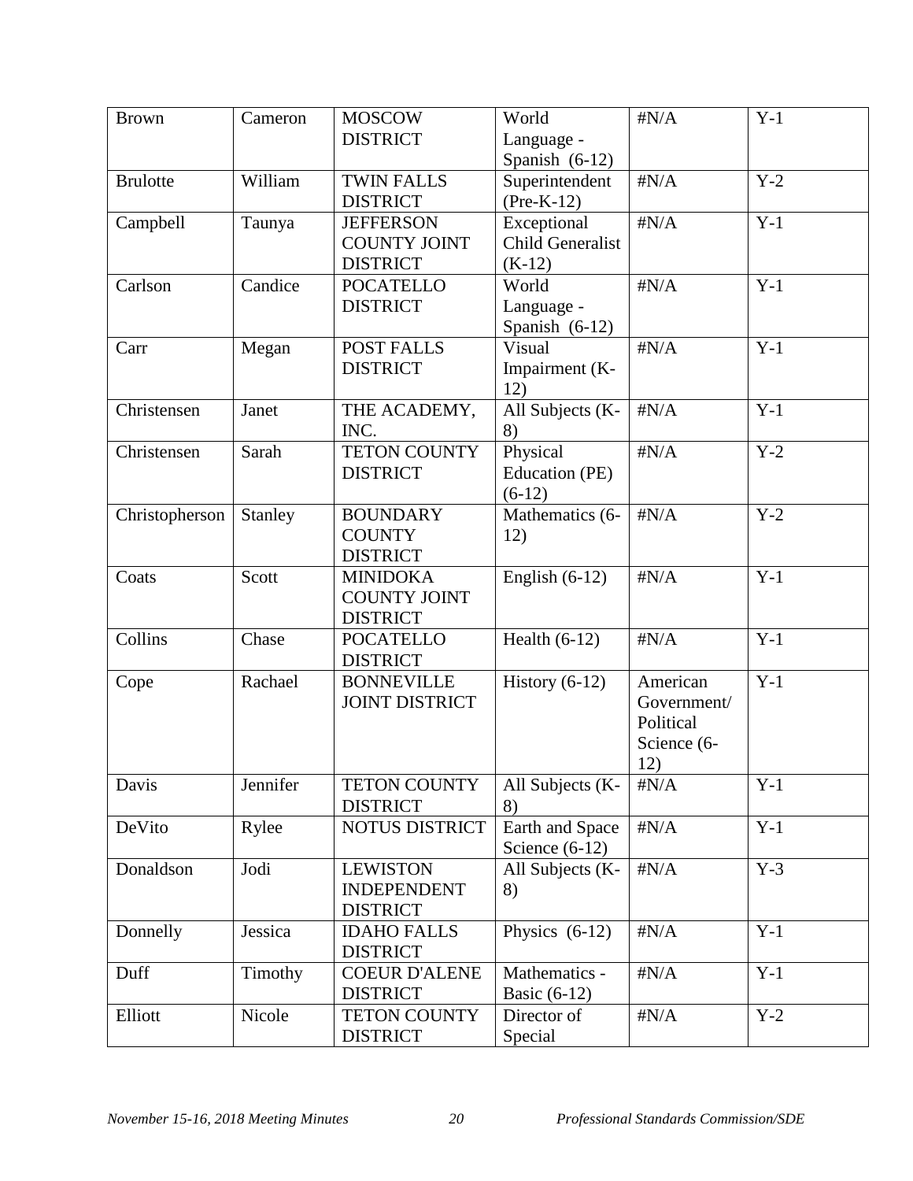| Brown | Cameron | MOSCOW DISTRICT | World Language - Spanish (6-12) | #N/A | Y-1 |
|---|---|---|---|---|---|
| Brulotte | William | TWIN FALLS DISTRICT | Superintendent (Pre-K-12) | #N/A | Y-2 |
| Campbell | Taunya | JEFFERSON COUNTY JOINT DISTRICT | Exceptional Child Generalist (K-12) | #N/A | Y-1 |
| Carlson | Candice | POCATELLO DISTRICT | World Language - Spanish (6-12) | #N/A | Y-1 |
| Carr | Megan | POST FALLS DISTRICT | Visual Impairment (K-12) | #N/A | Y-1 |
| Christensen | Janet | THE ACADEMY, INC. | All Subjects (K-8) | #N/A | Y-1 |
| Christensen | Sarah | TETON COUNTY DISTRICT | Physical Education (PE) (6-12) | #N/A | Y-2 |
| Christopherson | Stanley | BOUNDARY COUNTY DISTRICT | Mathematics (6-12) | #N/A | Y-2 |
| Coats | Scott | MINIDOKA COUNTY JOINT DISTRICT | English (6-12) | #N/A | Y-1 |
| Collins | Chase | POCATELLO DISTRICT | Health (6-12) | #N/A | Y-1 |
| Cope | Rachael | BONNEVILLE JOINT DISTRICT | History (6-12) | American Government/ Political Science (6-12) | Y-1 |
| Davis | Jennifer | TETON COUNTY DISTRICT | All Subjects (K-8) | #N/A | Y-1 |
| DeVito | Rylee | NOTUS DISTRICT | Earth and Space Science (6-12) | #N/A | Y-1 |
| Donaldson | Jodi | LEWISTON INDEPENDENT DISTRICT | All Subjects (K-8) | #N/A | Y-3 |
| Donnelly | Jessica | IDAHO FALLS DISTRICT | Physics (6-12) | #N/A | Y-1 |
| Duff | Timothy | COEUR D'ALENE DISTRICT | Mathematics - Basic (6-12) | #N/A | Y-1 |
| Elliott | Nicole | TETON COUNTY DISTRICT | Director of Special | #N/A | Y-2 |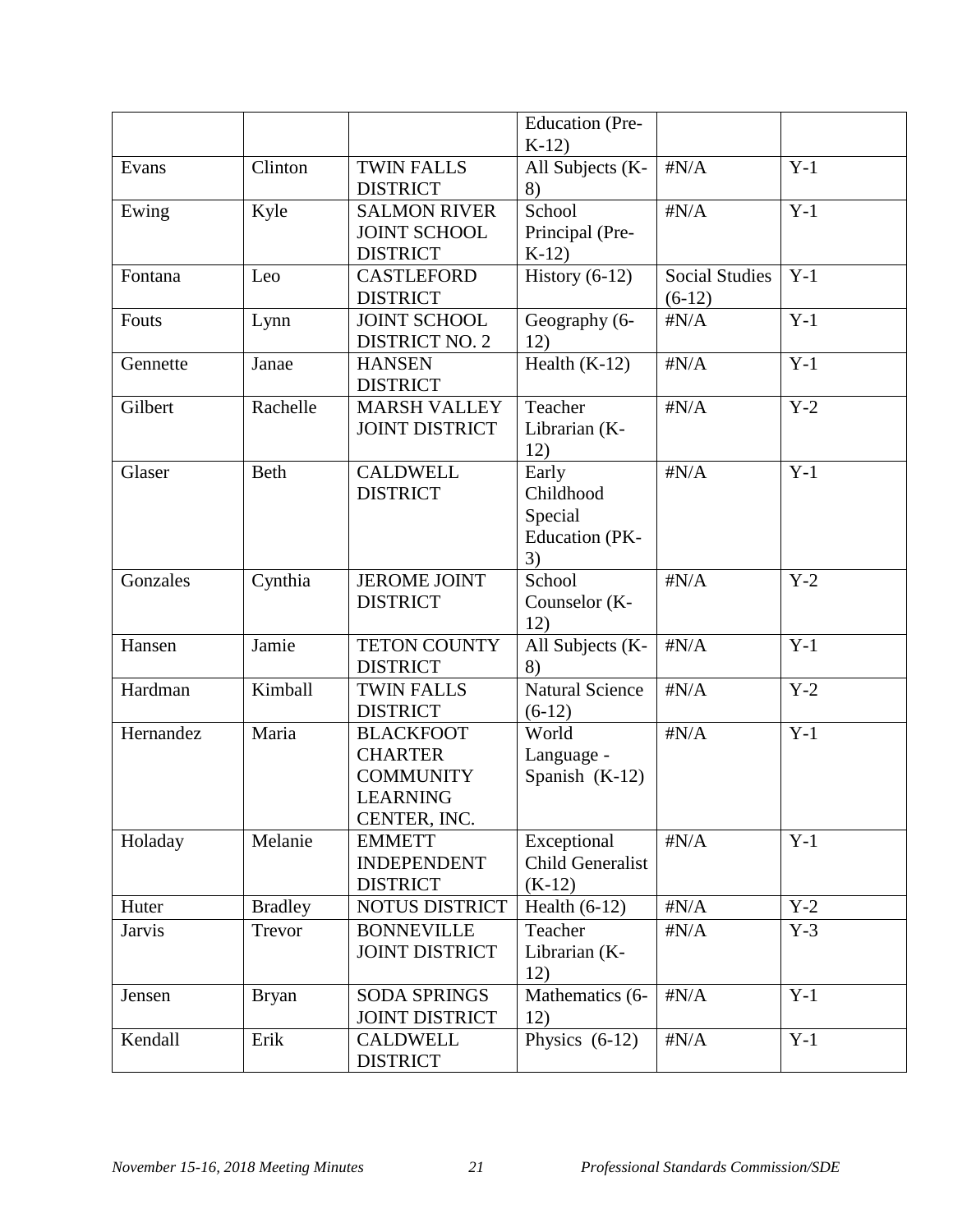|  |  |  | Education (Pre-K-12) |  |  |
|---|---|---|---|---|---|
| Evans | Clinton | TWIN FALLS DISTRICT | All Subjects (K-8) | #N/A | Y-1 |
| Ewing | Kyle | SALMON RIVER JOINT SCHOOL DISTRICT | School Principal (Pre-K-12) | #N/A | Y-1 |
| Fontana | Leo | CASTLEFORD DISTRICT | History (6-12) | Social Studies (6-12) | Y-1 |
| Fouts | Lynn | JOINT SCHOOL DISTRICT NO. 2 | Geography (6-12) | #N/A | Y-1 |
| Gennette | Janae | HANSEN DISTRICT | Health (K-12) | #N/A | Y-1 |
| Gilbert | Rachelle | MARSH VALLEY JOINT DISTRICT | Teacher Librarian (K-12) | #N/A | Y-2 |
| Glaser | Beth | CALDWELL DISTRICT | Early Childhood Special Education (PK-3) | #N/A | Y-1 |
| Gonzales | Cynthia | JEROME JOINT DISTRICT | School Counselor (K-12) | #N/A | Y-2 |
| Hansen | Jamie | TETON COUNTY DISTRICT | All Subjects (K-8) | #N/A | Y-1 |
| Hardman | Kimball | TWIN FALLS DISTRICT | Natural Science (6-12) | #N/A | Y-2 |
| Hernandez | Maria | BLACKFOOT CHARTER COMMUNITY LEARNING CENTER, INC. | World Language - Spanish (K-12) | #N/A | Y-1 |
| Holaday | Melanie | EMMETT INDEPENDENT DISTRICT | Exceptional Child Generalist (K-12) | #N/A | Y-1 |
| Huter | Bradley | NOTUS DISTRICT | Health (6-12) | #N/A | Y-2 |
| Jarvis | Trevor | BONNEVILLE JOINT DISTRICT | Teacher Librarian (K-12) | #N/A | Y-3 |
| Jensen | Bryan | SODA SPRINGS JOINT DISTRICT | Mathematics (6-12) | #N/A | Y-1 |
| Kendall | Erik | CALDWELL DISTRICT | Physics (6-12) | #N/A | Y-1 |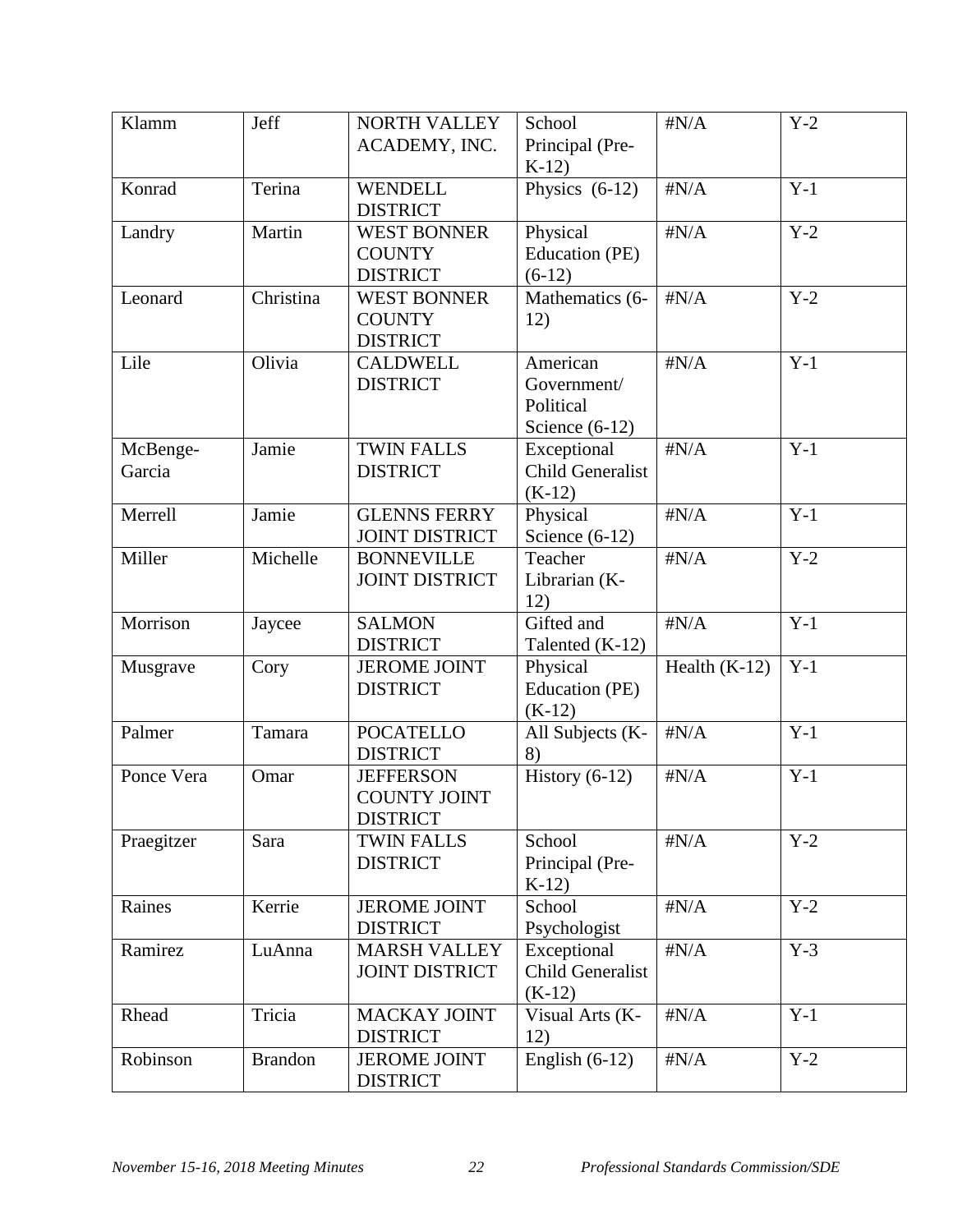| Klamm | Jeff | NORTH VALLEY ACADEMY, INC. | School Principal (Pre-K-12) | #N/A | Y-2 |
|---|---|---|---|---|---|
| Konrad | Terina | WENDELL DISTRICT | Physics (6-12) | #N/A | Y-1 |
| Landry | Martin | WEST BONNER COUNTY DISTRICT | Physical Education (PE) (6-12) | #N/A | Y-2 |
| Leonard | Christina | WEST BONNER COUNTY DISTRICT | Mathematics (6-12) | #N/A | Y-2 |
| Lile | Olivia | CALDWELL DISTRICT | American Government/ Political Science (6-12) | #N/A | Y-1 |
| McBenge-Garcia | Jamie | TWIN FALLS DISTRICT | Exceptional Child Generalist (K-12) | #N/A | Y-1 |
| Merrell | Jamie | GLENNS FERRY JOINT DISTRICT | Physical Science (6-12) | #N/A | Y-1 |
| Miller | Michelle | BONNEVILLE JOINT DISTRICT | Teacher Librarian (K-12) | #N/A | Y-2 |
| Morrison | Jaycee | SALMON DISTRICT | Gifted and Talented (K-12) | #N/A | Y-1 |
| Musgrave | Cory | JEROME JOINT DISTRICT | Physical Education (PE) (K-12) | Health (K-12) | Y-1 |
| Palmer | Tamara | POCATELLO DISTRICT | All Subjects (K-8) | #N/A | Y-1 |
| Ponce Vera | Omar | JEFFERSON COUNTY JOINT DISTRICT | History (6-12) | #N/A | Y-1 |
| Praegitzer | Sara | TWIN FALLS DISTRICT | School Principal (Pre-K-12) | #N/A | Y-2 |
| Raines | Kerrie | JEROME JOINT DISTRICT | School Psychologist | #N/A | Y-2 |
| Ramirez | LuAnna | MARSH VALLEY JOINT DISTRICT | Exceptional Child Generalist (K-12) | #N/A | Y-3 |
| Rhead | Tricia | MACKAY JOINT DISTRICT | Visual Arts (K-12) | #N/A | Y-1 |
| Robinson | Brandon | JEROME JOINT DISTRICT | English (6-12) | #N/A | Y-2 |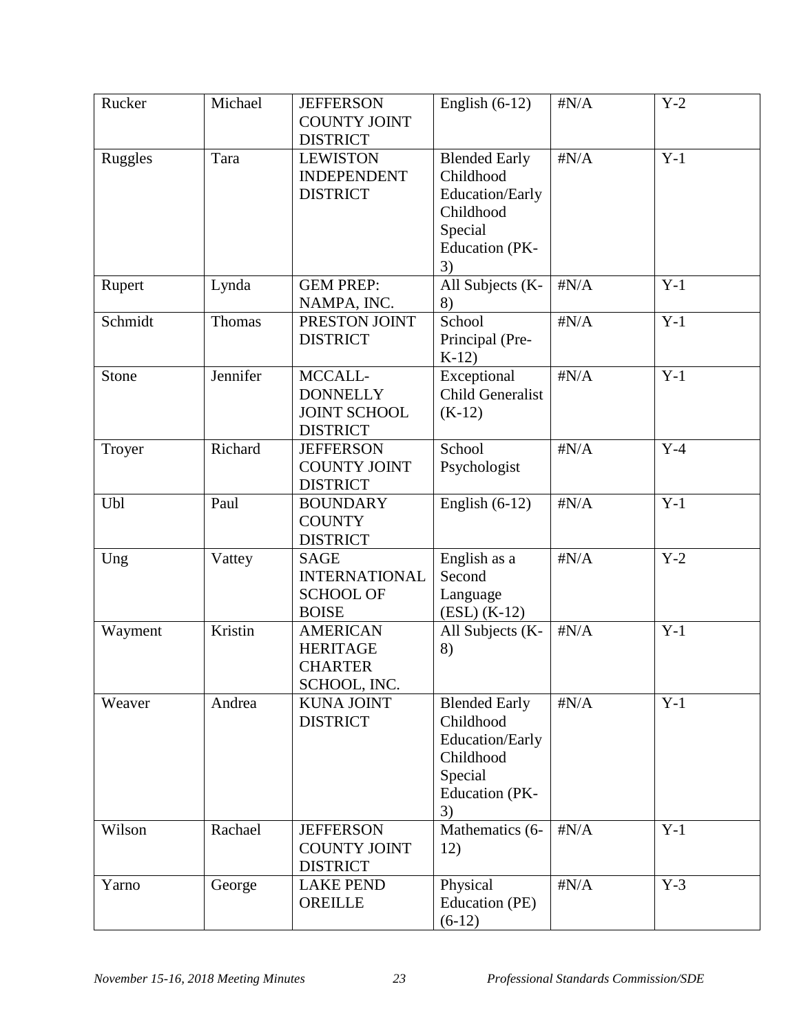| Rucker | Michael | JEFFERSON COUNTY JOINT DISTRICT | English (6-12) | #N/A | Y-2 |
|---|---|---|---|---|---|
| Ruggles | Tara | LEWISTON INDEPENDENT DISTRICT | Blended Early Childhood Education/Early Childhood Special Education (PK-3) | #N/A | Y-1 |
| Rupert | Lynda | GEM PREP: NAMPA, INC. | All Subjects (K-8) | #N/A | Y-1 |
| Schmidt | Thomas | PRESTON JOINT DISTRICT | School Principal (Pre-K-12) | #N/A | Y-1 |
| Stone | Jennifer | MCCALL-DONNELLY JOINT SCHOOL DISTRICT | Exceptional Child Generalist (K-12) | #N/A | Y-1 |
| Troyer | Richard | JEFFERSON COUNTY JOINT DISTRICT | School Psychologist | #N/A | Y-4 |
| Ubl | Paul | BOUNDARY COUNTY DISTRICT | English (6-12) | #N/A | Y-1 |
| Ung | Vattey | SAGE INTERNATIONAL SCHOOL OF BOISE | English as a Second Language (ESL) (K-12) | #N/A | Y-2 |
| Wayment | Kristin | AMERICAN HERITAGE CHARTER SCHOOL, INC. | All Subjects (K-8) | #N/A | Y-1 |
| Weaver | Andrea | KUNA JOINT DISTRICT | Blended Early Childhood Education/Early Childhood Special Education (PK-3) | #N/A | Y-1 |
| Wilson | Rachael | JEFFERSON COUNTY JOINT DISTRICT | Mathematics (6-12) | #N/A | Y-1 |
| Yarno | George | LAKE PEND OREILLE | Physical Education (PE) (6-12) | #N/A | Y-3 |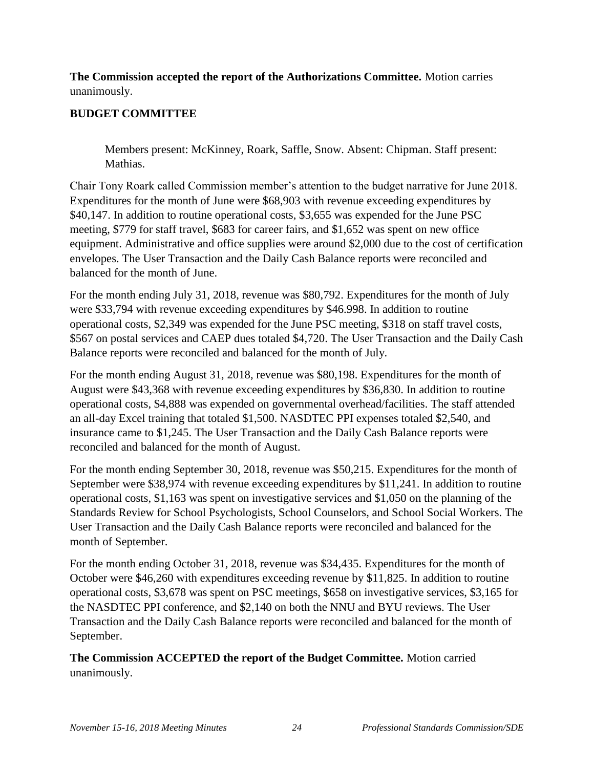**The Commission accepted the report of the Authorizations Committee.** Motion carries unanimously.

## BUDGET COMMITTEE

> Members present: McKinney, Roark, Saffle, Snow. Absent: Chipman. Staff present: Mathias.

Chair Tony Roark called Commission member's attention to the budget narrative for June 2018. Expenditures for the month of June were $68,903 with revenue exceeding expenditures by $40,147. In addition to routine operational costs, $3,655 was expended for the June PSC meeting, $779 for staff travel, $683 for career fairs, and $1,652 was spent on new office equipment. Administrative and office supplies were around $2,000 due to the cost of certification envelopes. The User Transaction and the Daily Cash Balance reports were reconciled and balanced for the month of June.

For the month ending July 31, 2018, revenue was $80,792. Expenditures for the month of July were $33,794 with revenue exceeding expenditures by $46.998. In addition to routine operational costs, $2,349 was expended for the June PSC meeting, $318 on staff travel costs, $567 on postal services and CAEP dues totaled $4,720. The User Transaction and the Daily Cash Balance reports were reconciled and balanced for the month of July.

For the month ending August 31, 2018, revenue was $80,198. Expenditures for the month of August were $43,368 with revenue exceeding expenditures by $36,830. In addition to routine operational costs, $4,888 was expended on governmental overhead/facilities. The staff attended an all-day Excel training that totaled $1,500. NASDTEC PPI expenses totaled $2,540, and insurance came to $1,245. The User Transaction and the Daily Cash Balance reports were reconciled and balanced for the month of August.

For the month ending September 30, 2018, revenue was $50,215. Expenditures for the month of September were $38,974 with revenue exceeding expenditures by $11,241. In addition to routine operational costs, $1,163 was spent on investigative services and $1,050 on the planning of the Standards Review for School Psychologists, School Counselors, and School Social Workers. The User Transaction and the Daily Cash Balance reports were reconciled and balanced for the month of September.

For the month ending October 31, 2018, revenue was $34,435. Expenditures for the month of October were $46,260 with expenditures exceeding revenue by $11,825. In addition to routine operational costs, $3,678 was spent on PSC meetings, $658 on investigative services, $3,165 for the NASDTEC PPI conference, and $2,140 on both the NNU and BYU reviews. The User Transaction and the Daily Cash Balance reports were reconciled and balanced for the month of September.

**The Commission ACCEPTED the report of the Budget Committee.** Motion carried unanimously.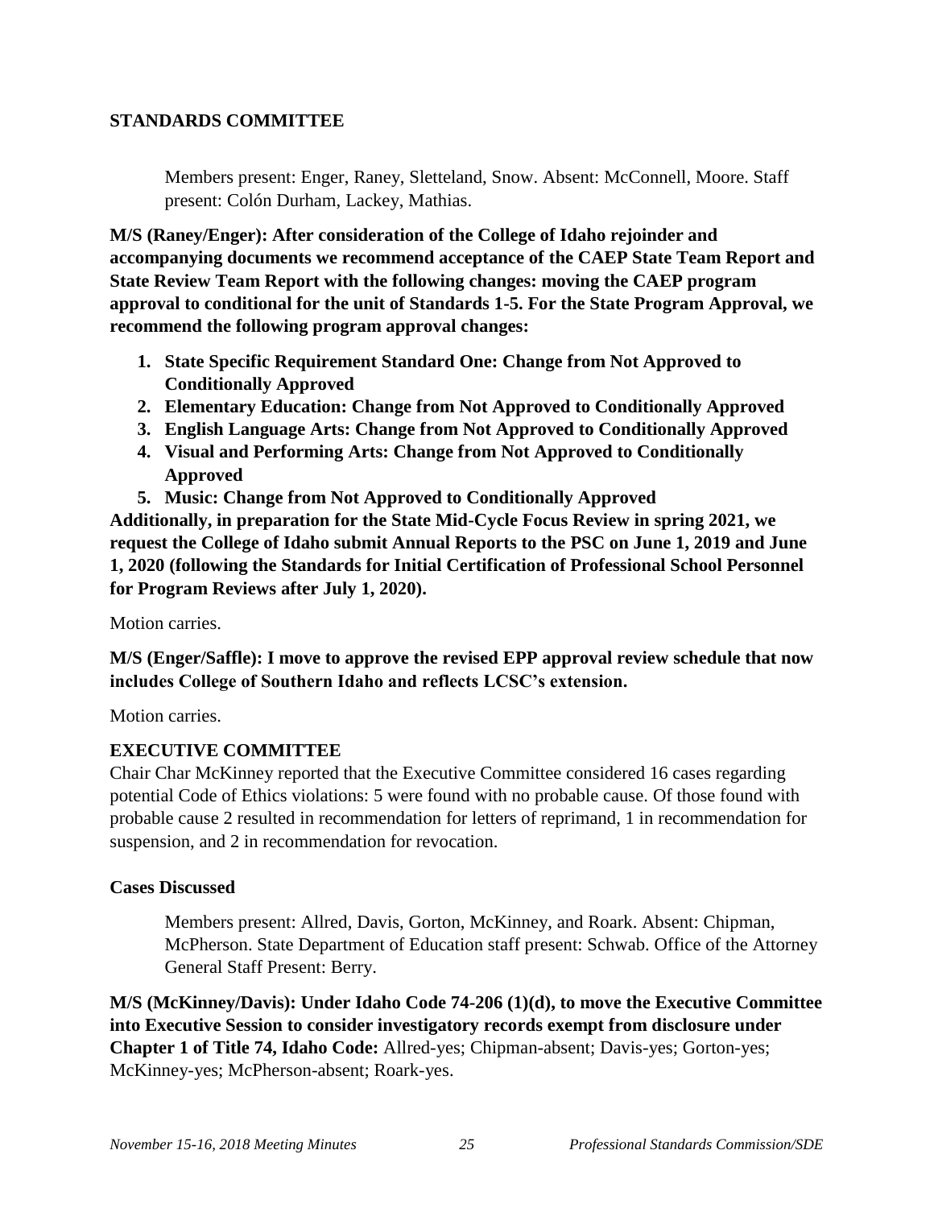**STANDARDS COMMITTEE**

Members present: Enger, Raney, Sletteland, Snow. Absent: McConnell, Moore. Staff present: Colón Durham, Lackey, Mathias.

**M/S (Raney/Enger): After consideration of the College of Idaho rejoinder and accompanying documents we recommend acceptance of the CAEP State Team Report and State Review Team Report with the following changes: moving the CAEP program approval to conditional for the unit of Standards 1-5. For the State Program Approval, we recommend the following program approval changes:**

1. **State Specific Requirement Standard One: Change from Not Approved to Conditionally Approved**
2. **Elementary Education: Change from Not Approved to Conditionally Approved**
3. **English Language Arts: Change from Not Approved to Conditionally Approved**
4. **Visual and Performing Arts: Change from Not Approved to Conditionally Approved**
5. **Music: Change from Not Approved to Conditionally Approved**

**Additionally, in preparation for the State Mid-Cycle Focus Review in spring 2021, we request the College of Idaho submit Annual Reports to the PSC on June 1, 2019 and June 1, 2020 (following the Standards for Initial Certification of Professional School Personnel for Program Reviews after July 1, 2020).**

Motion carries.

**M/S (Enger/Saffle): I move to approve the revised EPP approval review schedule that now includes College of Southern Idaho and reflects LCSC's extension.**

Motion carries.

**EXECUTIVE COMMITTEE**

Chair Char McKinney reported that the Executive Committee considered 16 cases regarding potential Code of Ethics violations: 5 were found with no probable cause. Of those found with probable cause 2 resulted in recommendation for letters of reprimand, 1 in recommendation for suspension, and 2 in recommendation for revocation.

**Cases Discussed**

Members present: Allred, Davis, Gorton, McKinney, and Roark. Absent: Chipman, McPherson. State Department of Education staff present: Schwab. Office of the Attorney General Staff Present: Berry.

**M/S (McKinney/Davis): Under Idaho Code 74-206 (1)(d), to move the Executive Committee into Executive Session to consider investigatory records exempt from disclosure under Chapter 1 of Title 74, Idaho Code:** Allred-yes; Chipman-absent; Davis-yes; Gorton-yes; McKinney-yes; McPherson-absent; Roark-yes.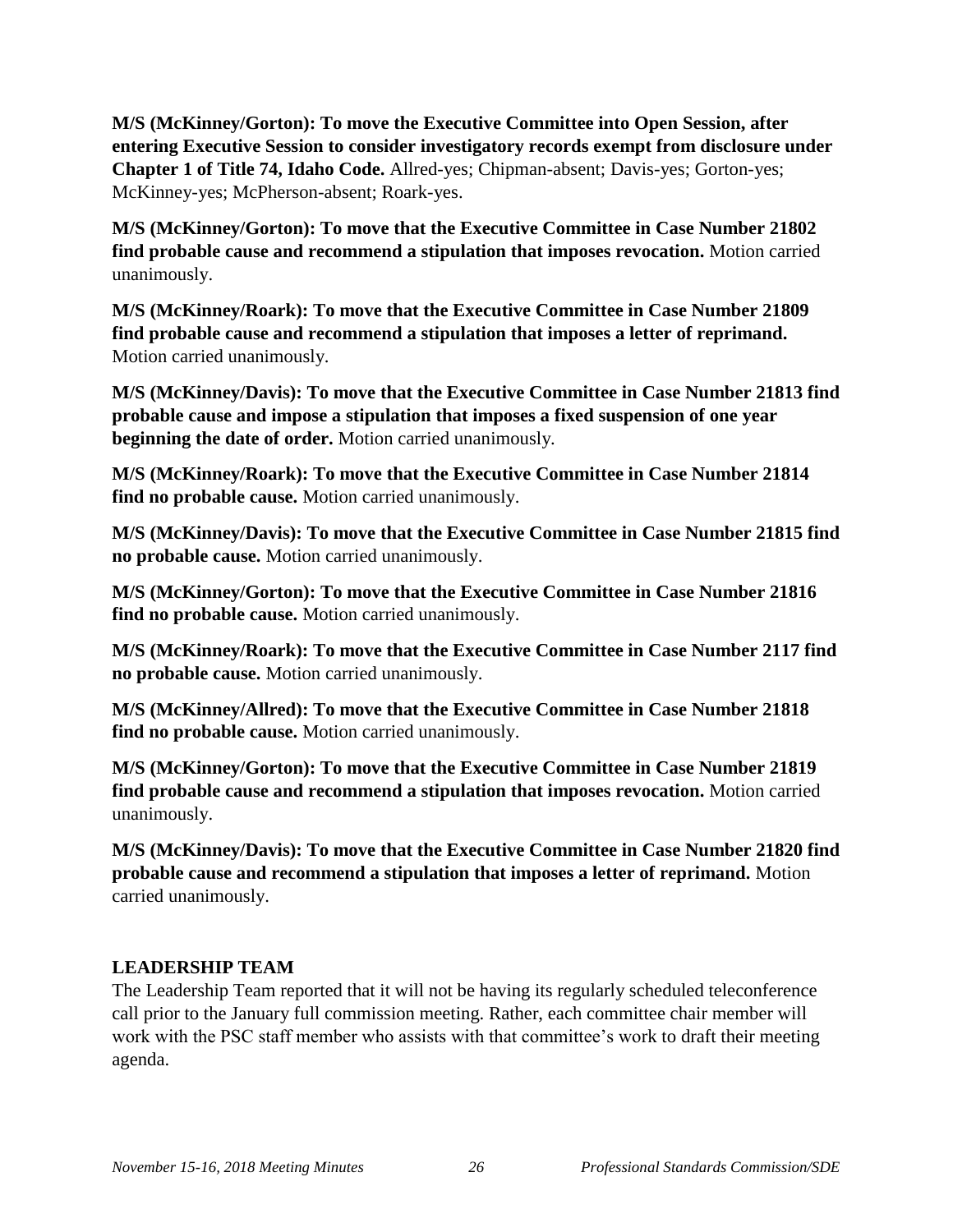**M/S (McKinney/Gorton): To move the Executive Committee into Open Session, after entering Executive Session to consider investigatory records exempt from disclosure under Chapter 1 of Title 74, Idaho Code.** Allred-yes; Chipman-absent; Davis-yes; Gorton-yes; McKinney-yes; McPherson-absent; Roark-yes.

**M/S (McKinney/Gorton): To move that the Executive Committee in Case Number 21802 find probable cause and recommend a stipulation that imposes revocation.** Motion carried unanimously.

**M/S (McKinney/Roark): To move that the Executive Committee in Case Number 21809 find probable cause and recommend a stipulation that imposes a letter of reprimand.** Motion carried unanimously.

**M/S (McKinney/Davis): To move that the Executive Committee in Case Number 21813 find probable cause and impose a stipulation that imposes a fixed suspension of one year beginning the date of order.** Motion carried unanimously.

**M/S (McKinney/Roark): To move that the Executive Committee in Case Number 21814 find no probable cause.** Motion carried unanimously.

**M/S (McKinney/Davis): To move that the Executive Committee in Case Number 21815 find no probable cause.** Motion carried unanimously.

**M/S (McKinney/Gorton): To move that the Executive Committee in Case Number 21816 find no probable cause.** Motion carried unanimously.

**M/S (McKinney/Roark): To move that the Executive Committee in Case Number 2117 find no probable cause.** Motion carried unanimously.

**M/S (McKinney/Allred): To move that the Executive Committee in Case Number 21818 find no probable cause.** Motion carried unanimously.

**M/S (McKinney/Gorton): To move that the Executive Committee in Case Number 21819 find probable cause and recommend a stipulation that imposes revocation.** Motion carried unanimously.

**M/S (McKinney/Davis): To move that the Executive Committee in Case Number 21820 find probable cause and recommend a stipulation that imposes a letter of reprimand.** Motion carried unanimously.

**LEADERSHIP TEAM**

The Leadership Team reported that it will not be having its regularly scheduled teleconference call prior to the January full commission meeting. Rather, each committee chair member will work with the PSC staff member who assists with that committee's work to draft their meeting agenda.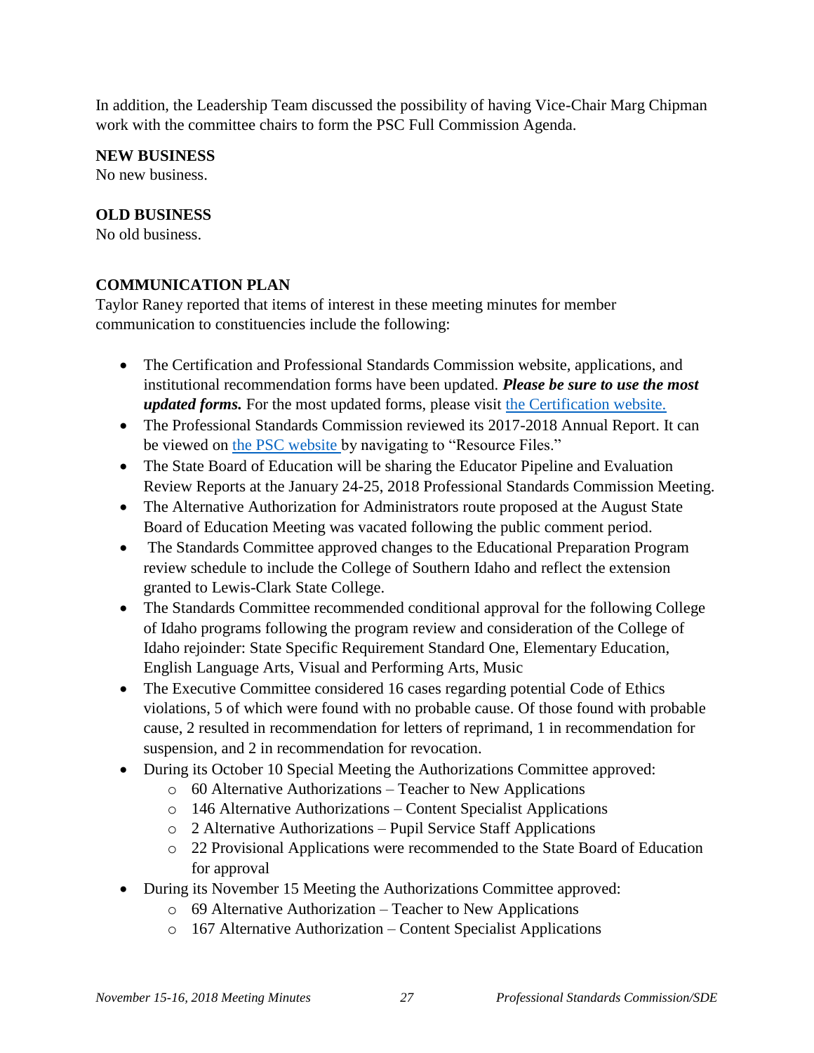In addition, the Leadership Team discussed the possibility of having Vice-Chair Marg Chipman work with the committee chairs to form the PSC Full Commission Agenda.

**NEW BUSINESS**
No new business.

**OLD BUSINESS**
No old business.

**COMMUNICATION PLAN**
Taylor Raney reported that items of interest in these meeting minutes for member communication to constituencies include the following:

- The Certification and Professional Standards Commission website, applications, and institutional recommendation forms have been updated. ***Please be sure to use the most updated forms.*** For the most updated forms, please visit the Certification website.
- The Professional Standards Commission reviewed its 2017-2018 Annual Report. It can be viewed on the PSC website by navigating to "Resource Files."
- The State Board of Education will be sharing the Educator Pipeline and Evaluation Review Reports at the January 24-25, 2018 Professional Standards Commission Meeting.
- The Alternative Authorization for Administrators route proposed at the August State Board of Education Meeting was vacated following the public comment period.
- The Standards Committee approved changes to the Educational Preparation Program review schedule to include the College of Southern Idaho and reflect the extension granted to Lewis-Clark State College.
- The Standards Committee recommended conditional approval for the following College of Idaho programs following the program review and consideration of the College of Idaho rejoinder: State Specific Requirement Standard One, Elementary Education, English Language Arts, Visual and Performing Arts, Music
- The Executive Committee considered 16 cases regarding potential Code of Ethics violations, 5 of which were found with no probable cause. Of those found with probable cause, 2 resulted in recommendation for letters of reprimand, 1 in recommendation for suspension, and 2 in recommendation for revocation.
- During its October 10 Special Meeting the Authorizations Committee approved:
  - 60 Alternative Authorizations – Teacher to New Applications
  - 146 Alternative Authorizations – Content Specialist Applications
  - 2 Alternative Authorizations – Pupil Service Staff Applications
  - 22 Provisional Applications were recommended to the State Board of Education for approval
- During its November 15 Meeting the Authorizations Committee approved:
  - 69 Alternative Authorization – Teacher to New Applications
  - 167 Alternative Authorization – Content Specialist Applications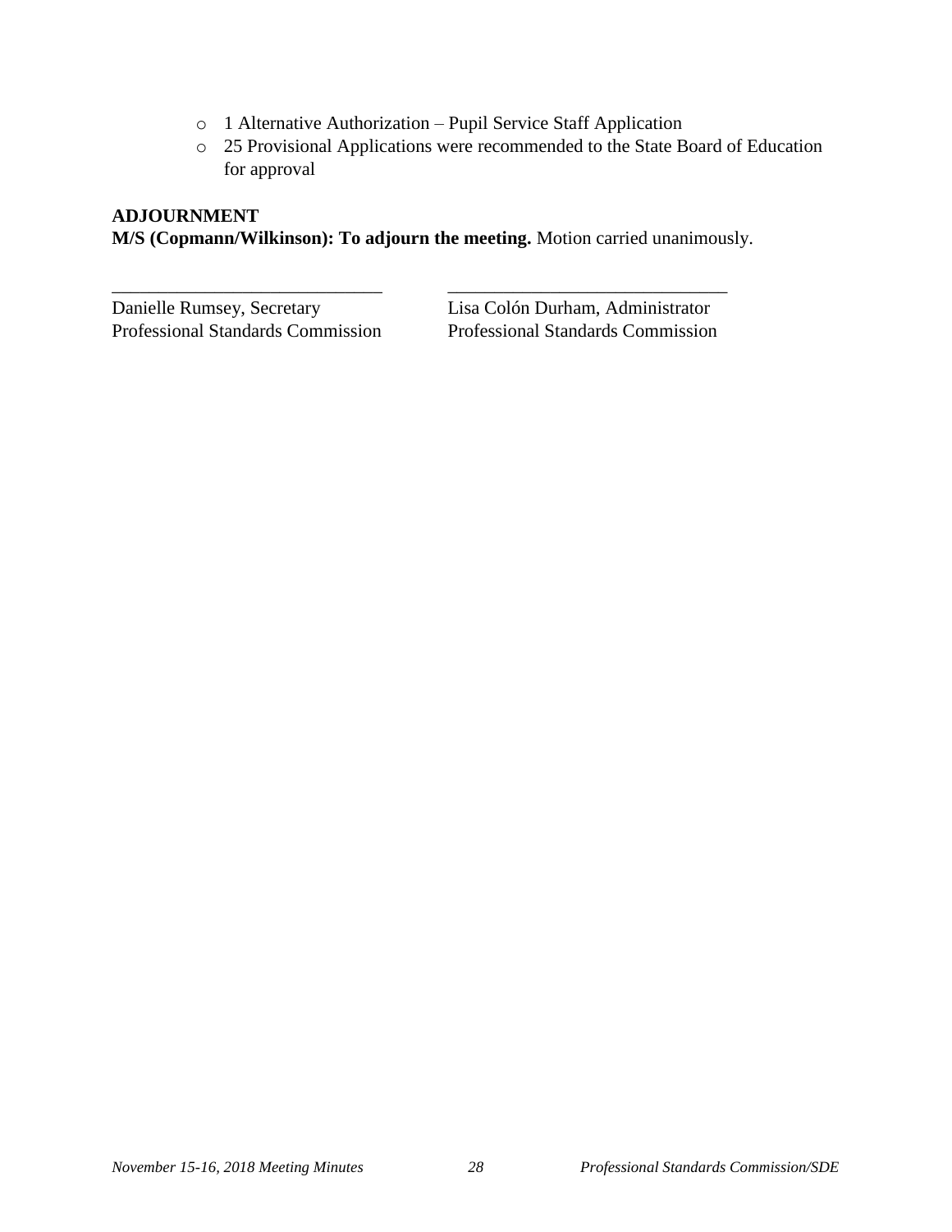- 1 Alternative Authorization – Pupil Service Staff Application
- 25 Provisional Applications were recommended to the State Board of Education for approval

**ADJOURNMENT**

**M/S (Copmann/Wilkinson): To adjourn the meeting.** Motion carried unanimously.

| | |
|---|---|
| ______________________________ | ______________________________ |
| Danielle Rumsey, Secretary | Lisa Colón Durham, Administrator |
| Professional Standards Commission | Professional Standards Commission |